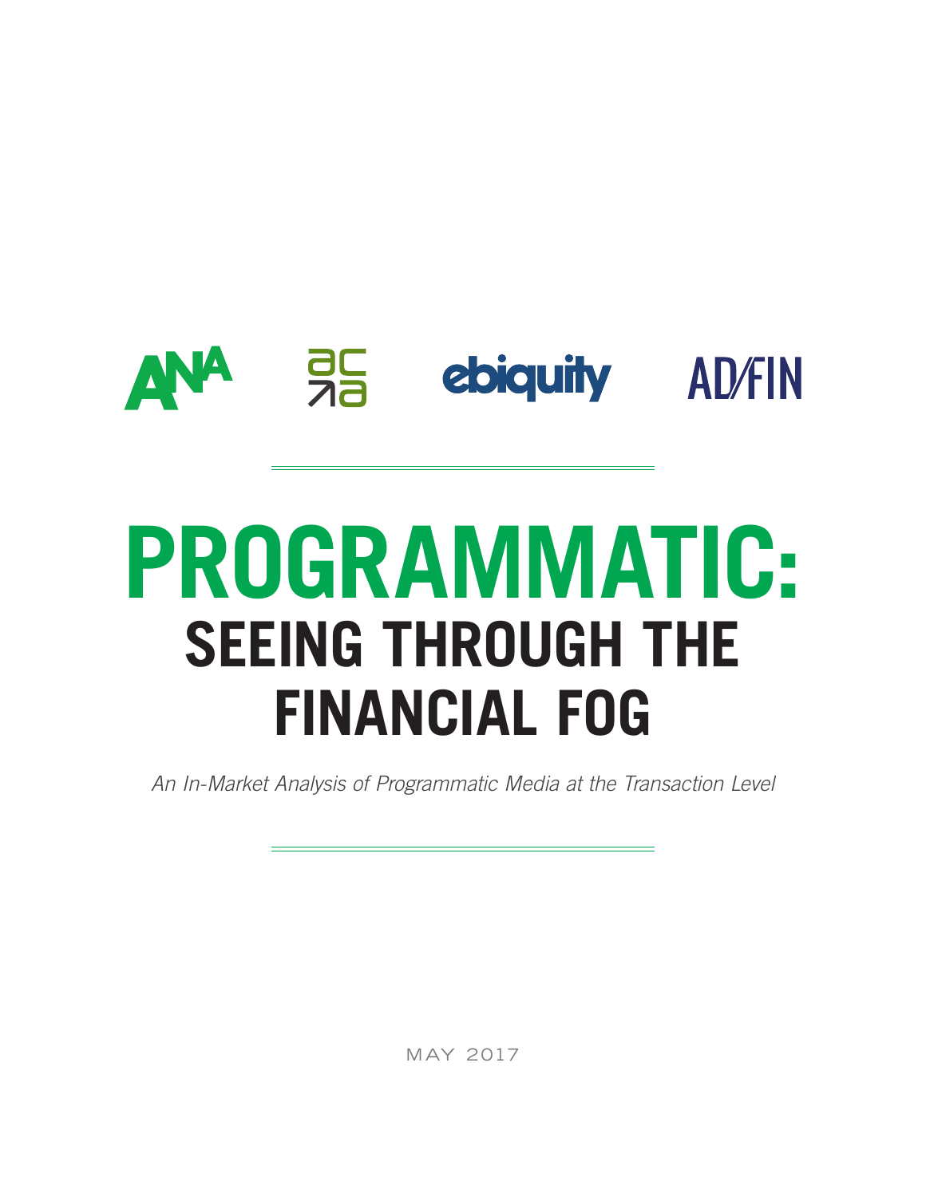ANA ACA ebiquity AD/FIN

# PROGRAMMATIC: SEEING THROUGH THE FINANCIAL FOG

*An In-Market Analysis of Programmatic Media at the Transaction Level*

MAY 2017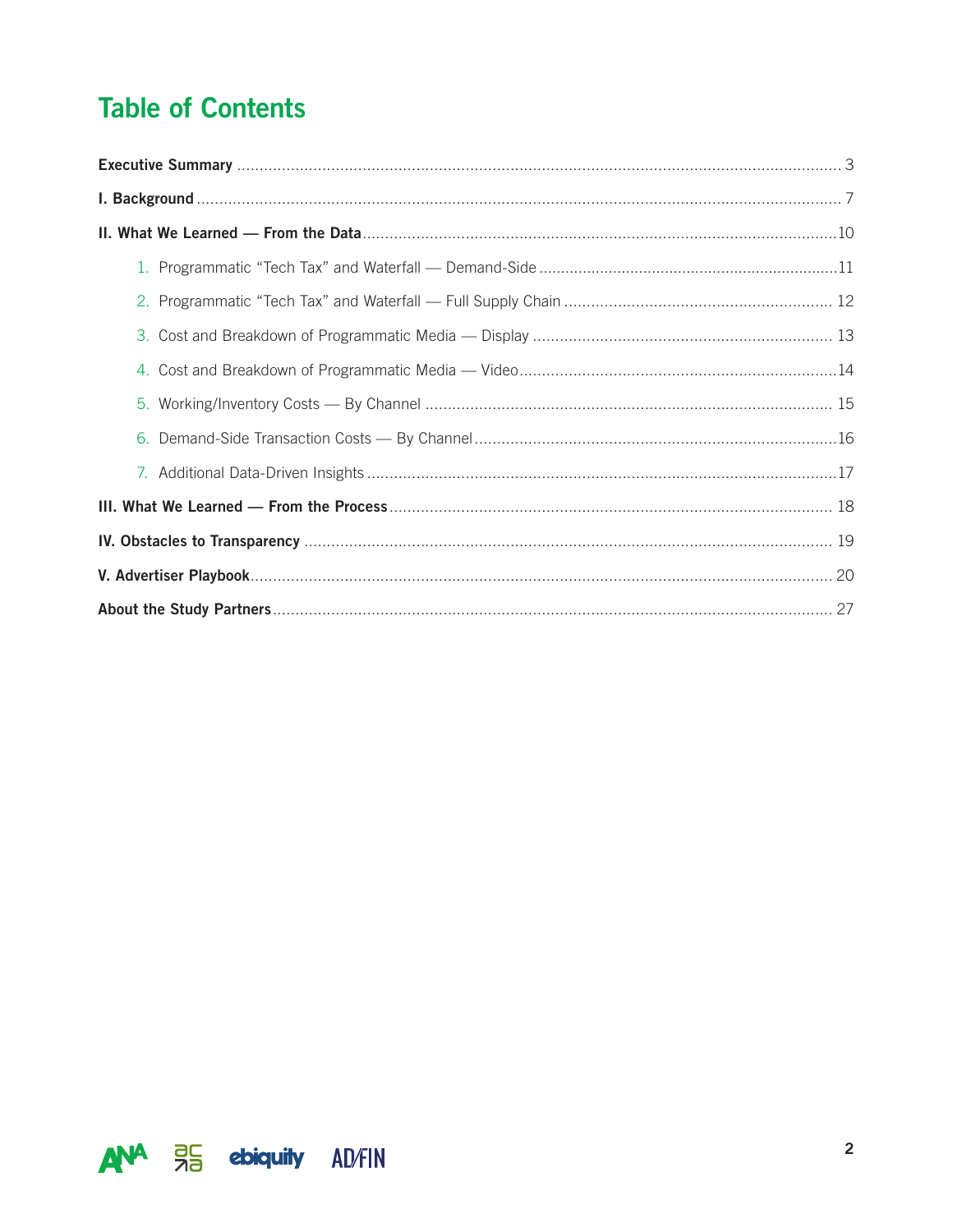# Table of Contents

**Executive Summary** ........ 3

**I. Background** ........ 7

**II. What We Learned — From the Data** ........ 10

1. Programmatic "Tech Tax" and Waterfall — Demand-Side ........ 11
2. Programmatic "Tech Tax" and Waterfall — Full Supply Chain ........ 12
3. Cost and Breakdown of Programmatic Media — Display ........ 13
4. Cost and Breakdown of Programmatic Media — Video ........ 14
5. Working/Inventory Costs — By Channel ........ 15
6. Demand-Side Transaction Costs — By Channel ........ 16
7. Additional Data-Driven Insights ........ 17

**III. What We Learned — From the Process** ........ 18

**IV. Obstacles to Transparency** ........ 19

**V. Advertiser Playbook** ........ 20

**About the Study Partners** ........ 27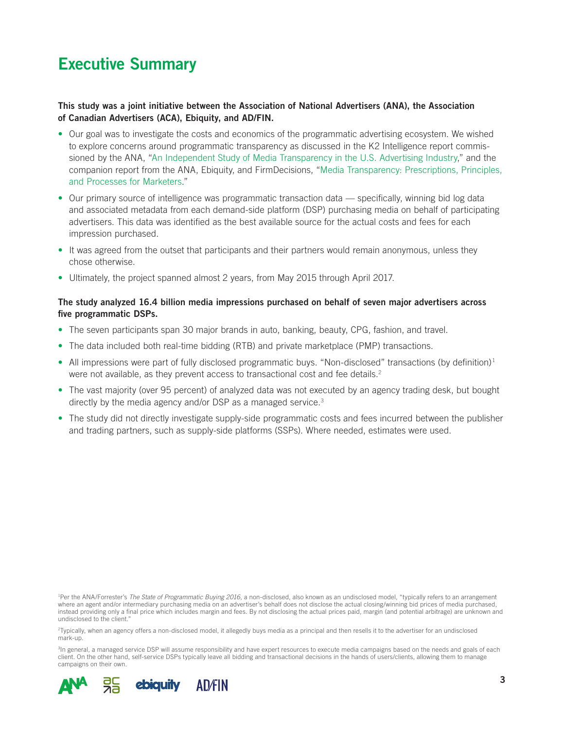# Executive Summary

**This study was a joint initiative between the Association of National Advertisers (ANA), the Association of Canadian Advertisers (ACA), Ebiquity, and AD/FIN.**

- Our goal was to investigate the costs and economics of the programmatic advertising ecosystem. We wished to explore concerns around programmatic transparency as discussed in the K2 Intelligence report commissioned by the ANA, "An Independent Study of Media Transparency in the U.S. Advertising Industry," and the companion report from the ANA, Ebiquity, and FirmDecisions, "Media Transparency: Prescriptions, Principles, and Processes for Marketers."
- Our primary source of intelligence was programmatic transaction data — specifically, winning bid log data and associated metadata from each demand-side platform (DSP) purchasing media on behalf of participating advertisers. This data was identified as the best available source for the actual costs and fees for each impression purchased.
- It was agreed from the outset that participants and their partners would remain anonymous, unless they chose otherwise.
- Ultimately, the project spanned almost 2 years, from May 2015 through April 2017.

**The study analyzed 16.4 billion media impressions purchased on behalf of seven major advertisers across five programmatic DSPs.**

- The seven participants span 30 major brands in auto, banking, beauty, CPG, fashion, and travel.
- The data included both real-time bidding (RTB) and private marketplace (PMP) transactions.
- All impressions were part of fully disclosed programmatic buys. "Non-disclosed" transactions (by definition)[1] were not available, as they prevent access to transactional cost and fee details.[2]
- The vast majority (over 95 percent) of analyzed data was not executed by an agency trading desk, but bought directly by the media agency and/or DSP as a managed service.[3]
- The study did not directly investigate supply-side programmatic costs and fees incurred between the publisher and trading partners, such as supply-side platforms (SSPs). Where needed, estimates were used.

[1]Per the ANA/Forrester's *The State of Programmatic Buying 2016*, a non-disclosed, also known as an undisclosed model, "typically refers to an arrangement where an agent and/or intermediary purchasing media on an advertiser's behalf does not disclose the actual closing/winning bid prices of media purchased, instead providing only a final price which includes margin and fees. By not disclosing the actual prices paid, margin (and potential arbitrage) are unknown and undisclosed to the client."

[2]Typically, when an agency offers a non-disclosed model, it allegedly buys media as a principal and then resells it to the advertiser for an undisclosed mark-up.

[3]In general, a managed service DSP will assume responsibility and have expert resources to execute media campaigns based on the needs and goals of each client. On the other hand, self-service DSPs typically leave all bidding and transactional decisions in the hands of users/clients, allowing them to manage campaigns on their own.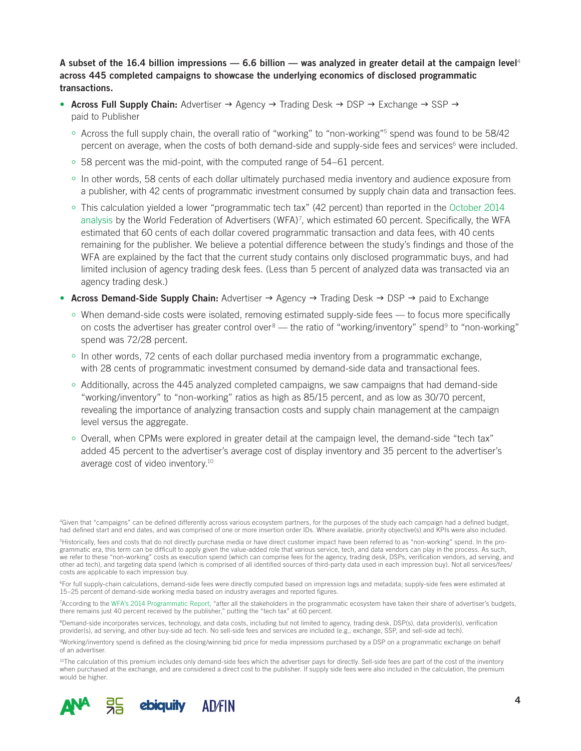**A subset of the 16.4 billion impressions — 6.6 billion — was analyzed in greater detail at the campaign level[4] across 445 completed campaigns to showcase the underlying economics of disclosed programmatic transactions.**

- **Across Full Supply Chain:** Advertiser → Agency → Trading Desk → DSP → Exchange → SSP → paid to Publisher
  - Across the full supply chain, the overall ratio of "working" to "non-working"[5] spend was found to be 58/42 percent on average, when the costs of both demand-side and supply-side fees and services[6] were included.
  - 58 percent was the mid-point, with the computed range of 54–61 percent.
  - In other words, 58 cents of each dollar ultimately purchased media inventory and audience exposure from a publisher, with 42 cents of programmatic investment consumed by supply chain data and transaction fees.
  - This calculation yielded a lower "programmatic tech tax" (42 percent) than reported in the October 2014 analysis by the World Federation of Advertisers (WFA)[7], which estimated 60 percent. Specifically, the WFA estimated that 60 cents of each dollar covered programmatic transaction and data fees, with 40 cents remaining for the publisher. We believe a potential difference between the study's findings and those of the WFA are explained by the fact that the current study contains only disclosed programmatic buys, and had limited inclusion of agency trading desk fees. (Less than 5 percent of analyzed data was transacted via an agency trading desk.)
- **Across Demand-Side Supply Chain:** Advertiser → Agency → Trading Desk → DSP → paid to Exchange
  - When demand-side costs were isolated, removing estimated supply-side fees — to focus more specifically on costs the advertiser has greater control over[8] — the ratio of "working/inventory" spend[9] to "non-working" spend was 72/28 percent.
  - In other words, 72 cents of each dollar purchased media inventory from a programmatic exchange, with 28 cents of programmatic investment consumed by demand-side data and transactional fees.
  - Additionally, across the 445 analyzed completed campaigns, we saw campaigns that had demand-side "working/inventory" to "non-working" ratios as high as 85/15 percent, and as low as 30/70 percent, revealing the importance of analyzing transaction costs and supply chain management at the campaign level versus the aggregate.
  - Overall, when CPMs were explored in greater detail at the campaign level, the demand-side "tech tax" added 45 percent to the advertiser's average cost of display inventory and 35 percent to the advertiser's average cost of video inventory.[10]

[4]Given that "campaigns" can be defined differently across various ecosystem partners, for the purposes of the study each campaign had a defined budget, had defined start and end dates, and was comprised of one or more insertion order IDs. Where available, priority objective(s) and KPIs were also included.

[5]Historically, fees and costs that do not directly purchase media or have direct customer impact have been referred to as "non-working" spend. In the programmatic era, this term can be difficult to apply given the value-added role that various service, tech, and data vendors can play in the process. As such, we refer to these "non-working" costs as execution spend (which can comprise fees for the agency, trading desk, DSPs, verification vendors, ad serving, and other ad tech), and targeting data spend (which is comprised of all identified sources of third-party data used in each impression buy). Not all services/fees/costs are applicable to each impression buy.

[6]For full supply-chain calculations, demand-side fees were directly computed based on impression logs and metadata; supply-side fees were estimated at 15–25 percent of demand-side working media based on industry averages and reported figures.

[7]According to the WFA's 2014 Programmatic Report, "after all the stakeholders in the programmatic ecosystem have taken their share of advertiser's budgets, there remains just 40 percent received by the publisher," putting the "tech tax" at 60 percent.

[8]Demand-side incorporates services, technology, and data costs, including but not limited to agency, trading desk, DSP(s), data provider(s), verification provider(s), ad serving, and other buy-side ad tech. No sell-side fees and services are included (e.g., exchange, SSP, and sell-side ad tech).

[9]Working/inventory spend is defined as the closing/winning bid price for media impressions purchased by a DSP on a programmatic exchange on behalf of an advertiser.

[10]The calculation of this premium includes only demand-side fees which the advertiser pays for directly. Sell-side fees are part of the cost of the inventory when purchased at the exchange, and are considered a direct cost to the publisher. If supply side fees were also included in the calculation, the premium would be higher.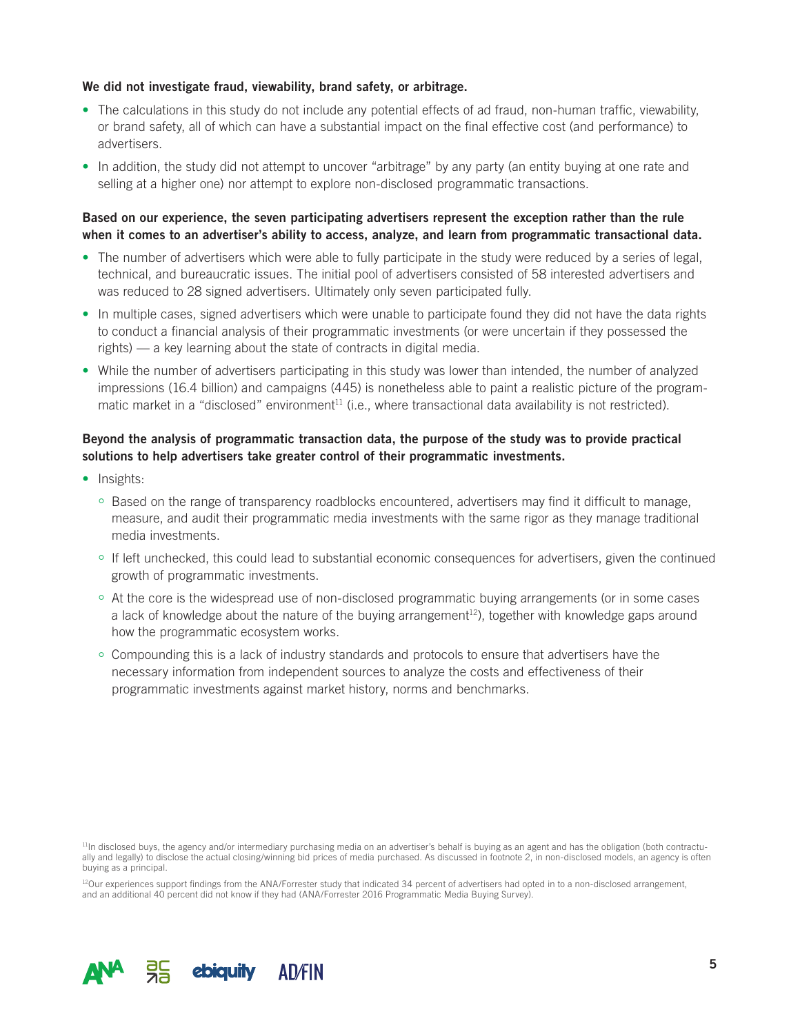**We did not investigate fraud, viewability, brand safety, or arbitrage.**

- The calculations in this study do not include any potential effects of ad fraud, non-human traffic, viewability, or brand safety, all of which can have a substantial impact on the final effective cost (and performance) to advertisers.
- In addition, the study did not attempt to uncover "arbitrage" by any party (an entity buying at one rate and selling at a higher one) nor attempt to explore non-disclosed programmatic transactions.

**Based on our experience, the seven participating advertisers represent the exception rather than the rule when it comes to an advertiser's ability to access, analyze, and learn from programmatic transactional data.**

- The number of advertisers which were able to fully participate in the study were reduced by a series of legal, technical, and bureaucratic issues. The initial pool of advertisers consisted of 58 interested advertisers and was reduced to 28 signed advertisers. Ultimately only seven participated fully.
- In multiple cases, signed advertisers which were unable to participate found they did not have the data rights to conduct a financial analysis of their programmatic investments (or were uncertain if they possessed the rights) — a key learning about the state of contracts in digital media.
- While the number of advertisers participating in this study was lower than intended, the number of analyzed impressions (16.4 billion) and campaigns (445) is nonetheless able to paint a realistic picture of the programmatic market in a "disclosed" environment[11] (i.e., where transactional data availability is not restricted).

**Beyond the analysis of programmatic transaction data, the purpose of the study was to provide practical solutions to help advertisers take greater control of their programmatic investments.**

- Insights:
  - Based on the range of transparency roadblocks encountered, advertisers may find it difficult to manage, measure, and audit their programmatic media investments with the same rigor as they manage traditional media investments.
  - If left unchecked, this could lead to substantial economic consequences for advertisers, given the continued growth of programmatic investments.
  - At the core is the widespread use of non-disclosed programmatic buying arrangements (or in some cases a lack of knowledge about the nature of the buying arrangement[12]), together with knowledge gaps around how the programmatic ecosystem works.
  - Compounding this is a lack of industry standards and protocols to ensure that advertisers have the necessary information from independent sources to analyze the costs and effectiveness of their programmatic investments against market history, norms and benchmarks.

[11] In disclosed buys, the agency and/or intermediary purchasing media on an advertiser's behalf is buying as an agent and has the obligation (both contractually and legally) to disclose the actual closing/winning bid prices of media purchased. As discussed in footnote 2, in non-disclosed models, an agency is often buying as a principal.

[12] Our experiences support findings from the ANA/Forrester study that indicated 34 percent of advertisers had opted in to a non-disclosed arrangement, and an additional 40 percent did not know if they had (ANA/Forrester 2016 Programmatic Media Buying Survey).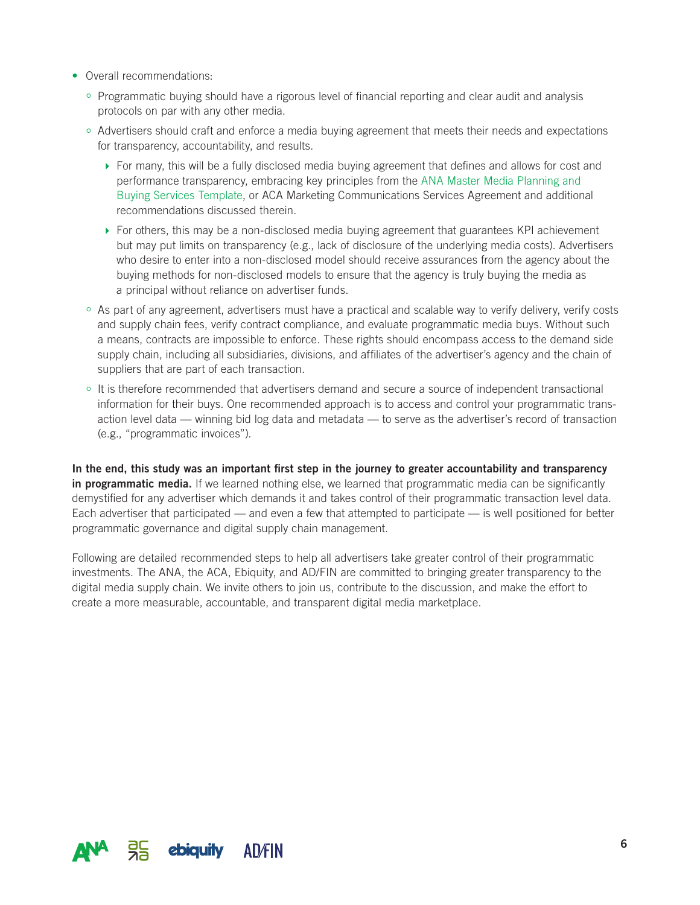- Overall recommendations:
  - Programmatic buying should have a rigorous level of financial reporting and clear audit and analysis protocols on par with any other media.
  - Advertisers should craft and enforce a media buying agreement that meets their needs and expectations for transparency, accountability, and results.
    - For many, this will be a fully disclosed media buying agreement that defines and allows for cost and performance transparency, embracing key principles from the ANA Master Media Planning and Buying Services Template, or ACA Marketing Communications Services Agreement and additional recommendations discussed therein.
    - For others, this may be a non-disclosed media buying agreement that guarantees KPI achievement but may put limits on transparency (e.g., lack of disclosure of the underlying media costs). Advertisers who desire to enter into a non-disclosed model should receive assurances from the agency about the buying methods for non-disclosed models to ensure that the agency is truly buying the media as a principal without reliance on advertiser funds.
  - As part of any agreement, advertisers must have a practical and scalable way to verify delivery, verify costs and supply chain fees, verify contract compliance, and evaluate programmatic media buys. Without such a means, contracts are impossible to enforce. These rights should encompass access to the demand side supply chain, including all subsidiaries, divisions, and affiliates of the advertiser's agency and the chain of suppliers that are part of each transaction.
  - It is therefore recommended that advertisers demand and secure a source of independent transactional information for their buys. One recommended approach is to access and control your programmatic transaction level data — winning bid log data and metadata — to serve as the advertiser's record of transaction (e.g., "programmatic invoices").

**In the end, this study was an important first step in the journey to greater accountability and transparency in programmatic media.** If we learned nothing else, we learned that programmatic media can be significantly demystified for any advertiser which demands it and takes control of their programmatic transaction level data. Each advertiser that participated — and even a few that attempted to participate — is well positioned for better programmatic governance and digital supply chain management.

Following are detailed recommended steps to help all advertisers take greater control of their programmatic investments. The ANA, the ACA, Ebiquity, and AD/FIN are committed to bringing greater transparency to the digital media supply chain. We invite others to join us, contribute to the discussion, and make the effort to create a more measurable, accountable, and transparent digital media marketplace.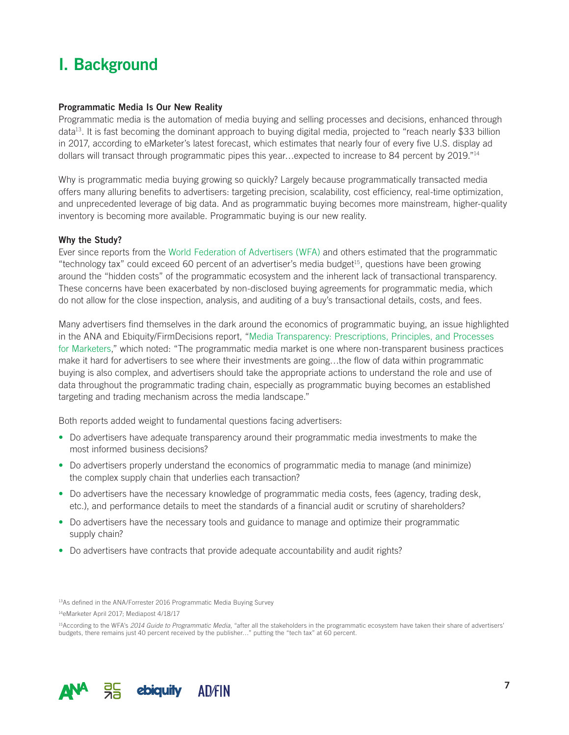# I. Background

**Programmatic Media Is Our New Reality**

Programmatic media is the automation of media buying and selling processes and decisions, enhanced through data[13]. It is fast becoming the dominant approach to buying digital media, projected to "reach nearly $33 billion in 2017, according to eMarketer's latest forecast, which estimates that nearly four of every five U.S. display ad dollars will transact through programmatic pipes this year…expected to increase to 84 percent by 2019."[14]

Why is programmatic media buying growing so quickly? Largely because programmatically transacted media offers many alluring benefits to advertisers: targeting precision, scalability, cost efficiency, real-time optimization, and unprecedented leverage of big data. And as programmatic buying becomes more mainstream, higher-quality inventory is becoming more available. Programmatic buying is our new reality.

**Why the Study?**

Ever since reports from the World Federation of Advertisers (WFA) and others estimated that the programmatic "technology tax" could exceed 60 percent of an advertiser's media budget[15], questions have been growing around the "hidden costs" of the programmatic ecosystem and the inherent lack of transactional transparency. These concerns have been exacerbated by non-disclosed buying agreements for programmatic media, which do not allow for the close inspection, analysis, and auditing of a buy's transactional details, costs, and fees.

Many advertisers find themselves in the dark around the economics of programmatic buying, an issue highlighted in the ANA and Ebiquity/FirmDecisions report, "Media Transparency: Prescriptions, Principles, and Processes for Marketers," which noted: "The programmatic media market is one where non-transparent business practices make it hard for advertisers to see where their investments are going…the flow of data within programmatic buying is also complex, and advertisers should take the appropriate actions to understand the role and use of data throughout the programmatic trading chain, especially as programmatic buying becomes an established targeting and trading mechanism across the media landscape."

Both reports added weight to fundamental questions facing advertisers:

- Do advertisers have adequate transparency around their programmatic media investments to make the most informed business decisions?
- Do advertisers properly understand the economics of programmatic media to manage (and minimize) the complex supply chain that underlies each transaction?
- Do advertisers have the necessary knowledge of programmatic media costs, fees (agency, trading desk, etc.), and performance details to meet the standards of a financial audit or scrutiny of shareholders?
- Do advertisers have the necessary tools and guidance to manage and optimize their programmatic supply chain?
- Do advertisers have contracts that provide adequate accountability and audit rights?

[13]As defined in the ANA/Forrester 2016 Programmatic Media Buying Survey

[14]eMarketer April 2017; Mediapost 4/18/17

[15]According to the WFA's *2014 Guide to Programmatic Media*, "after all the stakeholders in the programmatic ecosystem have taken their share of advertisers' budgets, there remains just 40 percent received by the publisher…" putting the "tech tax" at 60 percent.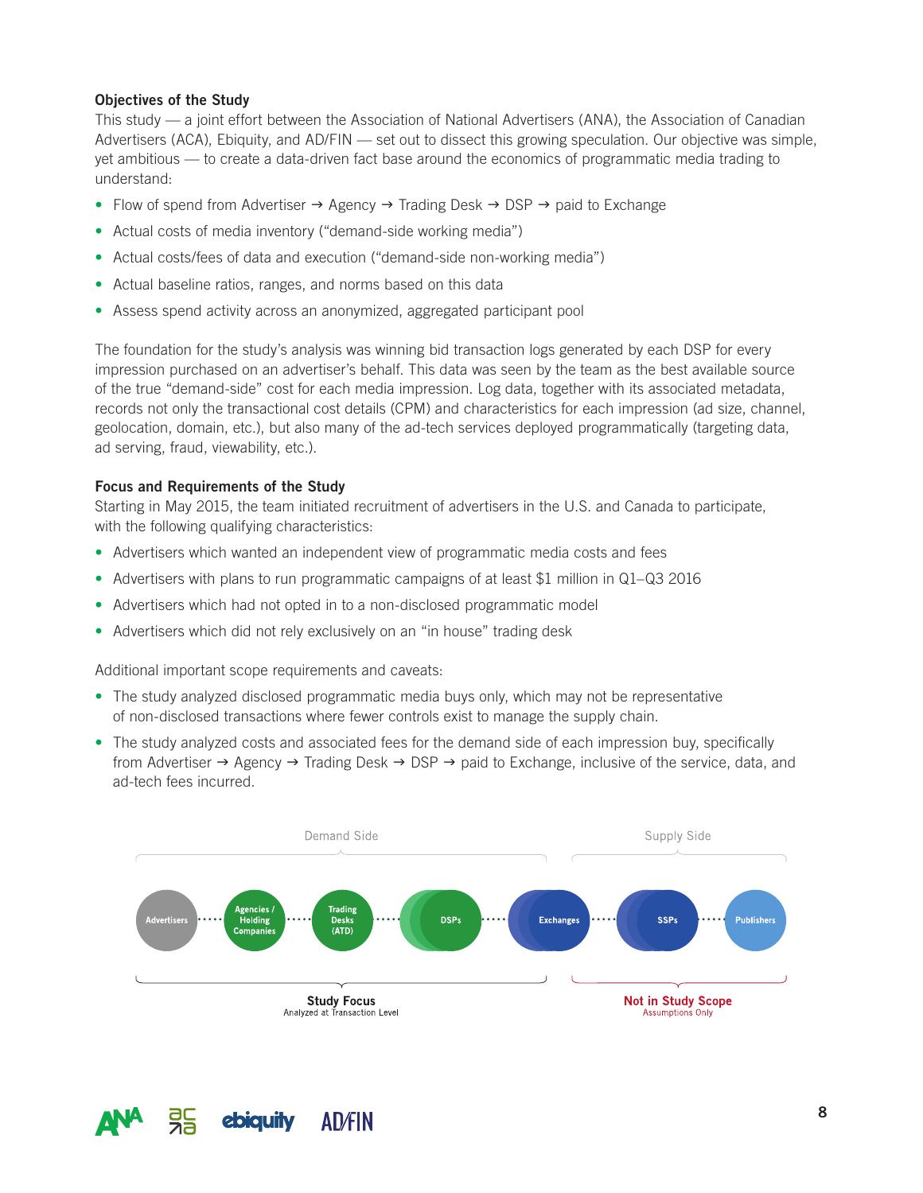### Objectives of the Study

This study — a joint effort between the Association of National Advertisers (ANA), the Association of Canadian Advertisers (ACA), Ebiquity, and AD/FIN — set out to dissect this growing speculation. Our objective was simple, yet ambitious — to create a data-driven fact base around the economics of programmatic media trading to understand:

- Flow of spend from Advertiser → Agency → Trading Desk → DSP → paid to Exchange
- Actual costs of media inventory ("demand-side working media")
- Actual costs/fees of data and execution ("demand-side non-working media")
- Actual baseline ratios, ranges, and norms based on this data
- Assess spend activity across an anonymized, aggregated participant pool

The foundation for the study's analysis was winning bid transaction logs generated by each DSP for every impression purchased on an advertiser's behalf. This data was seen by the team as the best available source of the true "demand-side" cost for each media impression. Log data, together with its associated metadata, records not only the transactional cost details (CPM) and characteristics for each impression (ad size, channel, geolocation, domain, etc.), but also many of the ad-tech services deployed programmatically (targeting data, ad serving, fraud, viewability, etc.).

### Focus and Requirements of the Study

Starting in May 2015, the team initiated recruitment of advertisers in the U.S. and Canada to participate, with the following qualifying characteristics:

- Advertisers which wanted an independent view of programmatic media costs and fees
- Advertisers with plans to run programmatic campaigns of at least $1 million in Q1–Q3 2016
- Advertisers which had not opted in to a non-disclosed programmatic model
- Advertisers which did not rely exclusively on an "in house" trading desk

Additional important scope requirements and caveats:

- The study analyzed disclosed programmatic media buys only, which may not be representative of non-disclosed transactions where fewer controls exist to manage the supply chain.
- The study analyzed costs and associated fees for the demand side of each impression buy, specifically from Advertiser → Agency → Trading Desk → DSP → paid to Exchange, inclusive of the service, data, and ad-tech fees incurred.

Demand Side | Supply Side

Advertisers → Agencies / Holding Companies → Trading Desks (ATD) → DSPs → Exchanges → SSPs → Publishers

**Study Focus** — Analyzed at Transaction Level

**Not in Study Scope** — Assumptions Only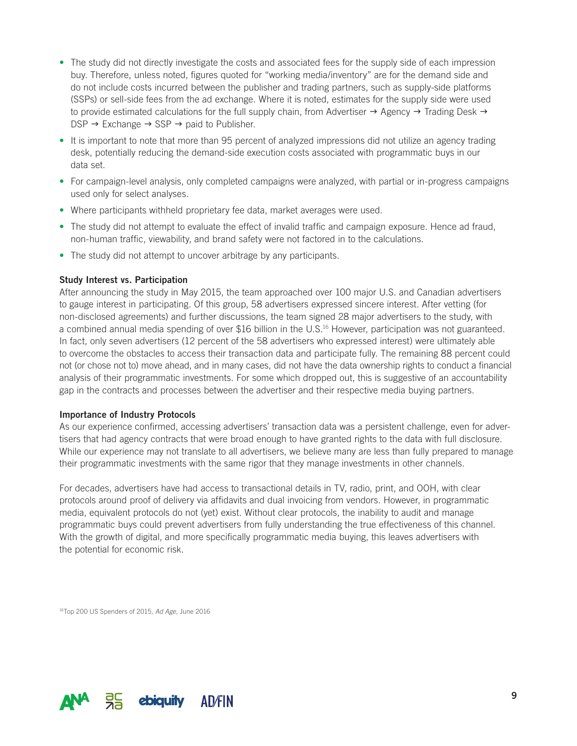- The study did not directly investigate the costs and associated fees for the supply side of each impression buy. Therefore, unless noted, figures quoted for "working media/inventory" are for the demand side and do not include costs incurred between the publisher and trading partners, such as supply-side platforms (SSPs) or sell-side fees from the ad exchange. Where it is noted, estimates for the supply side were used to provide estimated calculations for the full supply chain, from Advertiser → Agency → Trading Desk → DSP → Exchange → SSP → paid to Publisher.
- It is important to note that more than 95 percent of analyzed impressions did not utilize an agency trading desk, potentially reducing the demand-side execution costs associated with programmatic buys in our data set.
- For campaign-level analysis, only completed campaigns were analyzed, with partial or in-progress campaigns used only for select analyses.
- Where participants withheld proprietary fee data, market averages were used.
- The study did not attempt to evaluate the effect of invalid traffic and campaign exposure. Hence ad fraud, non-human traffic, viewability, and brand safety were not factored in to the calculations.
- The study did not attempt to uncover arbitrage by any participants.

**Study Interest vs. Participation**

After announcing the study in May 2015, the team approached over 100 major U.S. and Canadian advertisers to gauge interest in participating. Of this group, 58 advertisers expressed sincere interest. After vetting (for non-disclosed agreements) and further discussions, the team signed 28 major advertisers to the study, with a combined annual media spending of over $16 billion in the U.S.[16] However, participation was not guaranteed. In fact, only seven advertisers (12 percent of the 58 advertisers who expressed interest) were ultimately able to overcome the obstacles to access their transaction data and participate fully. The remaining 88 percent could not (or chose not to) move ahead, and in many cases, did not have the data ownership rights to conduct a financial analysis of their programmatic investments. For some which dropped out, this is suggestive of an accountability gap in the contracts and processes between the advertiser and their respective media buying partners.

**Importance of Industry Protocols**

As our experience confirmed, accessing advertisers' transaction data was a persistent challenge, even for advertisers that had agency contracts that were broad enough to have granted rights to the data with full disclosure. While our experience may not translate to all advertisers, we believe many are less than fully prepared to manage their programmatic investments with the same rigor that they manage investments in other channels.

For decades, advertisers have had access to transactional details in TV, radio, print, and OOH, with clear protocols around proof of delivery via affidavits and dual invoicing from vendors. However, in programmatic media, equivalent protocols do not (yet) exist. Without clear protocols, the inability to audit and manage programmatic buys could prevent advertisers from fully understanding the true effectiveness of this channel. With the growth of digital, and more specifically programmatic media buying, this leaves advertisers with the potential for economic risk.

[16] Top 200 US Spenders of 2015, *Ad Age*, June 2016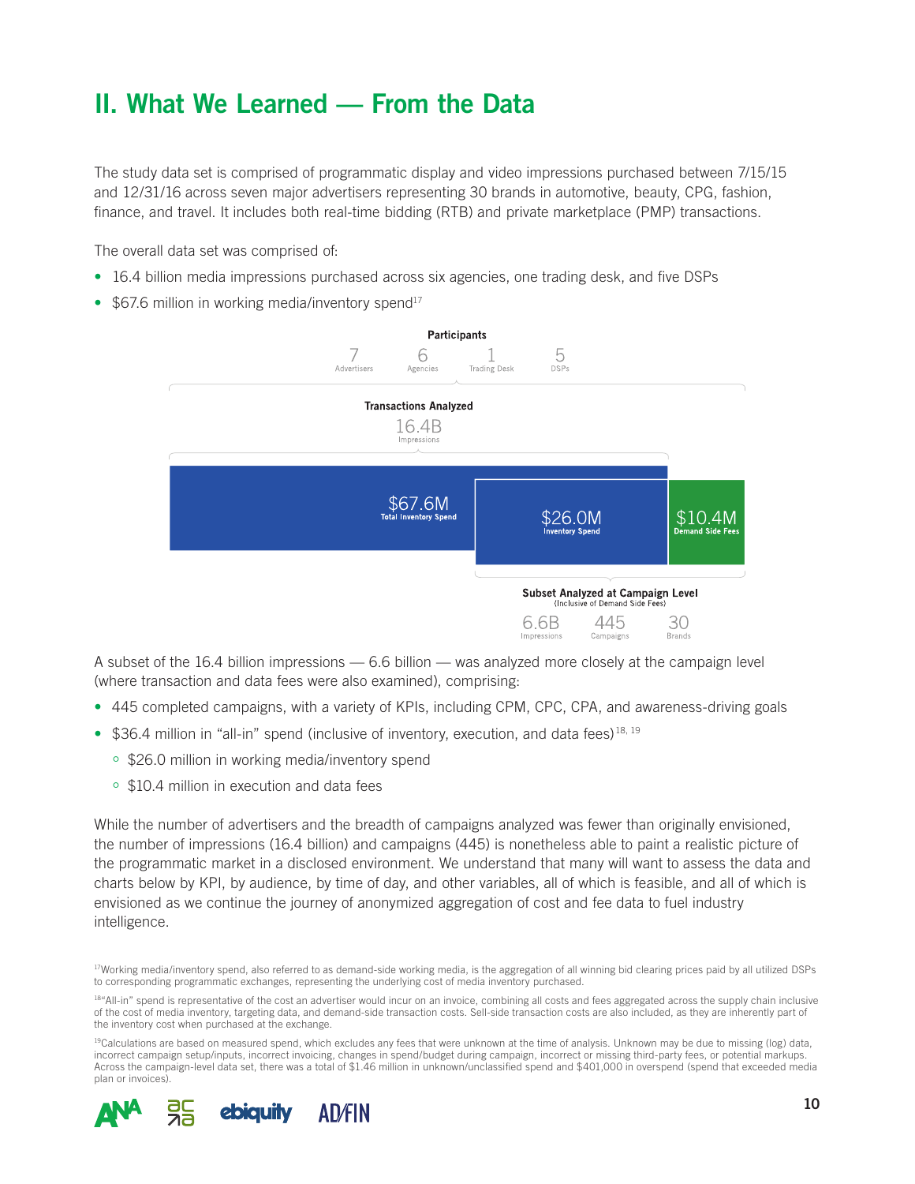# II. What We Learned — From the Data

The study data set is comprised of programmatic display and video impressions purchased between 7/15/15 and 12/31/16 across seven major advertisers representing 30 brands in automotive, beauty, CPG, fashion, finance, and travel. It includes both real-time bidding (RTB) and private marketplace (PMP) transactions.

The overall data set was comprised of:

- 16.4 billion media impressions purchased across six agencies, one trading desk, and five DSPs
- $67.6 million in working media/inventory spend[17]

**Participants**

7 Advertisers | 6 Agencies | 1 Trading Desk | 5 DSPs

**Transactions Analyzed**

16.4B Impressions

$67.6M Total Inventory Spend

$26.0M Inventory Spend | $10.4M Demand Side Fees

**Subset Analyzed at Campaign Level**
(Inclusive of Demand Side Fees)

6.6B Impressions | 445 Campaigns | 30 Brands

A subset of the 16.4 billion impressions — 6.6 billion — was analyzed more closely at the campaign level (where transaction and data fees were also examined), comprising:

- 445 completed campaigns, with a variety of KPIs, including CPM, CPC, CPA, and awareness-driving goals
- $36.4 million in "all-in" spend (inclusive of inventory, execution, and data fees)[18, 19]
  - $26.0 million in working media/inventory spend
  - $10.4 million in execution and data fees

While the number of advertisers and the breadth of campaigns analyzed was fewer than originally envisioned, the number of impressions (16.4 billion) and campaigns (445) is nonetheless able to paint a realistic picture of the programmatic market in a disclosed environment. We understand that many will want to assess the data and charts below by KPI, by audience, by time of day, and other variables, all of which is feasible, and all of which is envisioned as we continue the journey of anonymized aggregation of cost and fee data to fuel industry intelligence.

[17] Working media/inventory spend, also referred to as demand-side working media, is the aggregation of all winning bid clearing prices paid by all utilized DSPs to corresponding programmatic exchanges, representing the underlying cost of media inventory purchased.

[18] "All-in" spend is representative of the cost an advertiser would incur on an invoice, combining all costs and fees aggregated across the supply chain inclusive of the cost of media inventory, targeting data, and demand-side transaction costs. Sell-side transaction costs are also included, as they are inherently part of the inventory cost when purchased at the exchange.

[19] Calculations are based on measured spend, which excludes any fees that were unknown at the time of analysis. Unknown may be due to missing (log) data, incorrect campaign setup/inputs, incorrect invoicing, changes in spend/budget during campaign, incorrect or missing third-party fees, or potential markups. Across the campaign-level data set, there was a total of $1.46 million in unknown/unclassified spend and $401,000 in overspend (spend that exceeded media plan or invoices).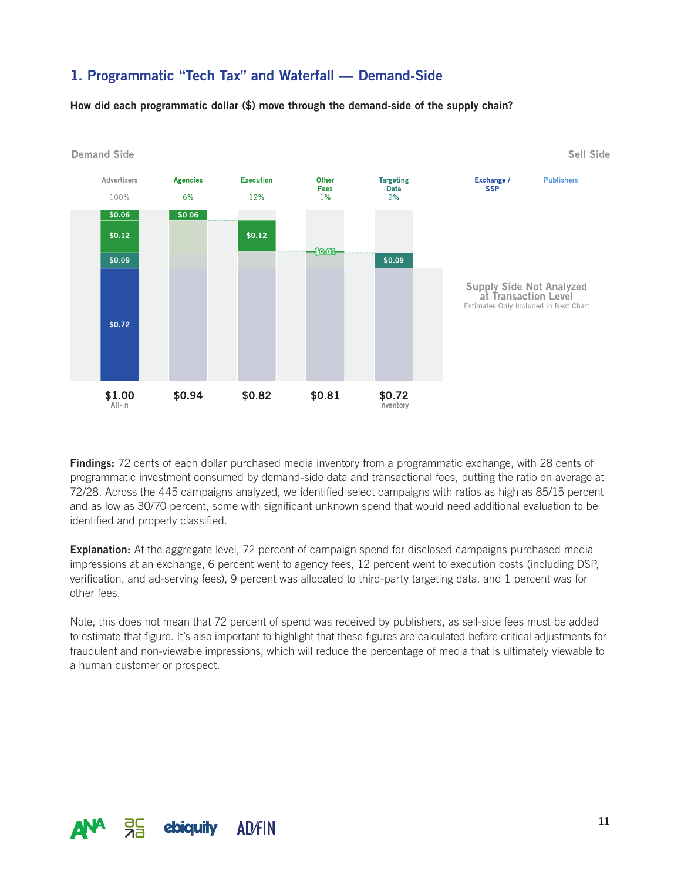## 1. Programmatic "Tech Tax" and Waterfall — Demand-Side

**How did each programmatic dollar ($) move through the demand-side of the supply chain?**

Demand Side

| | Advertisers | Agencies | Execution | Other Fees | Targeting Data |
|---|---|---|---|---|---|
| Share | 100% | 6% | 12% | 1% | 9% |
| Fee | | $0.06 | $0.12 | $0.01 | $0.09 |
| Remaining | $1.00 All-In | $0.94 | $0.82 | $0.81 | $0.72 Inventory |

Advertisers breakdown: $0.06, $0.12, $0.09, $0.72

Sell Side

Exchange / SSP — Publishers

Supply Side Not Analyzed at Transaction Level
Estimates Only Included in Next Chart

**Findings:** 72 cents of each dollar purchased media inventory from a programmatic exchange, with 28 cents of programmatic investment consumed by demand-side data and transactional fees, putting the ratio on average at 72/28. Across the 445 campaigns analyzed, we identified select campaigns with ratios as high as 85/15 percent and as low as 30/70 percent, some with significant unknown spend that would need additional evaluation to be identified and properly classified.

**Explanation:** At the aggregate level, 72 percent of campaign spend for disclosed campaigns purchased media impressions at an exchange, 6 percent went to agency fees, 12 percent went to execution costs (including DSP, verification, and ad-serving fees), 9 percent was allocated to third-party targeting data, and 1 percent was for other fees.

Note, this does not mean that 72 percent of spend was received by publishers, as sell-side fees must be added to estimate that figure. It's also important to highlight that these figures are calculated before critical adjustments for fraudulent and non-viewable impressions, which will reduce the percentage of media that is ultimately viewable to a human customer or prospect.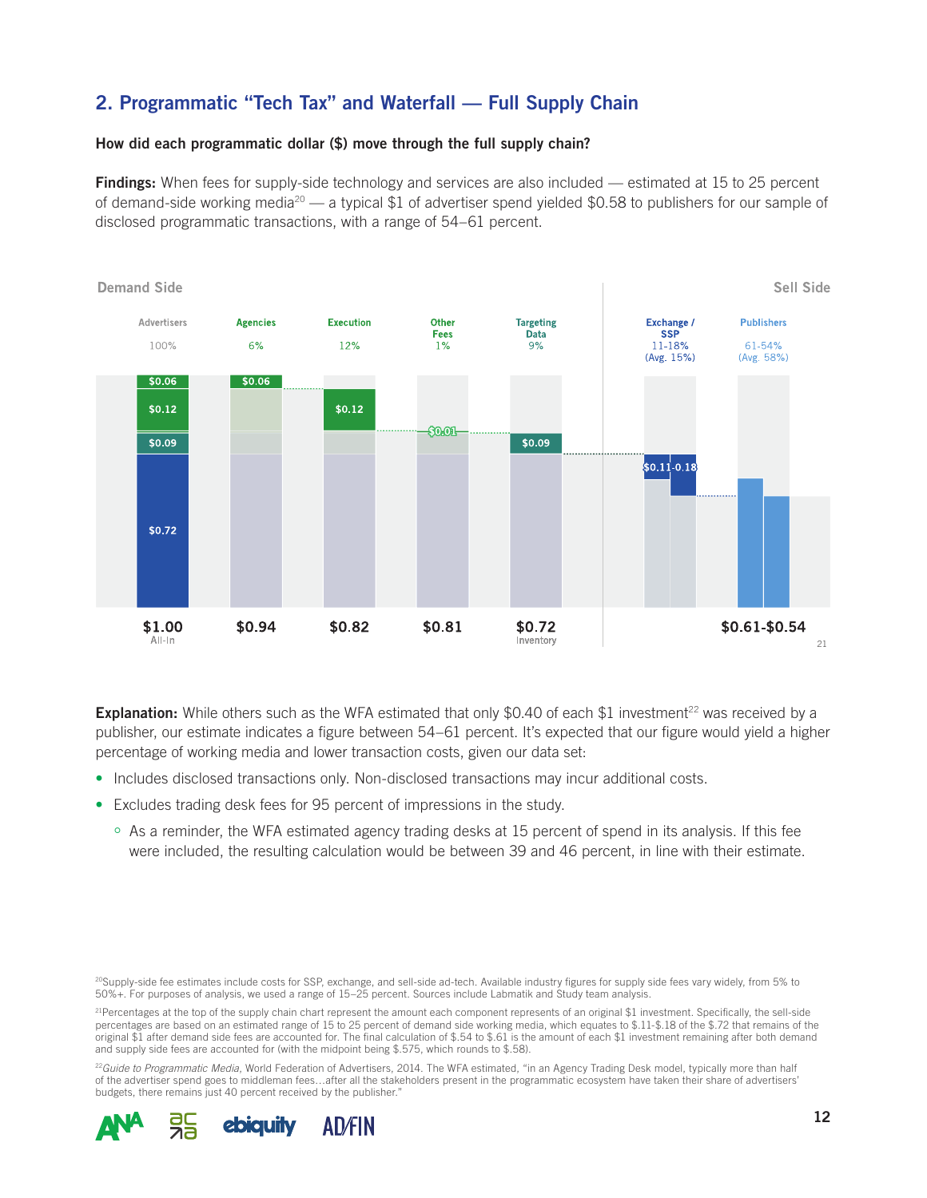## 2. Programmatic "Tech Tax" and Waterfall — Full Supply Chain

**How did each programmatic dollar ($) move through the full supply chain?**

**Findings:** When fees for supply-side technology and services are also included — estimated at 15 to 25 percent of demand-side working media[20] — a typical $1 of advertiser spend yielded $0.58 to publishers for our sample of disclosed programmatic transactions, with a range of 54–61 percent.

| | Demand Side | | | | | Sell Side | |
|---|---|---|---|---|---|---|---|
| | Advertisers | Agencies | Execution | Other Fees | Targeting Data | Exchange / SSP | Publishers |
| Share[21] | 100% | 6% | 12% | 1% | 9% | 11-18% (Avg. 15%) | 61-54% (Avg. 58%) |
| Fee | $0.06 / $0.12 / $0.09 / $0.72 | $0.06 | $0.12 | $0.01 | $0.09 | $0.11-0.18 | |
| Remaining | $1.00 All-In | $0.94 | $0.82 | $0.81 | $0.72 Inventory | | $0.61-$0.54 |

**Explanation:** While others such as the WFA estimated that only $0.40 of each $1 investment[22] was received by a publisher, our estimate indicates a figure between 54–61 percent. It's expected that our figure would yield a higher percentage of working media and lower transaction costs, given our data set:

- Includes disclosed transactions only. Non-disclosed transactions may incur additional costs.
- Excludes trading desk fees for 95 percent of impressions in the study.
  - As a reminder, the WFA estimated agency trading desks at 15 percent of spend in its analysis. If this fee were included, the resulting calculation would be between 39 and 46 percent, in line with their estimate.

[20]Supply-side fee estimates include costs for SSP, exchange, and sell-side ad-tech. Available industry figures for supply side fees vary widely, from 5% to 50%+. For purposes of analysis, we used a range of 15–25 percent. Sources include Labmatik and Study team analysis.

[21]Percentages at the top of the supply chain chart represent the amount each component represents of an original $1 investment. Specifically, the sell-side percentages are based on an estimated range of 15 to 25 percent of demand side working media, which equates to $.11-$.18 of the $.72 that remains of the original $1 after demand side fees are accounted for. The final calculation of $.54 to $.61 is the amount of each $1 investment remaining after both demand and supply side fees are accounted for (with the midpoint being $.575, which rounds to $.58).

[22]*Guide to Programmatic Media*, World Federation of Advertisers, 2014. The WFA estimated, "in an Agency Trading Desk model, typically more than half of the advertiser spend goes to middleman fees…after all the stakeholders present in the programmatic ecosystem have taken their share of advertisers' budgets, there remains just 40 percent received by the publisher."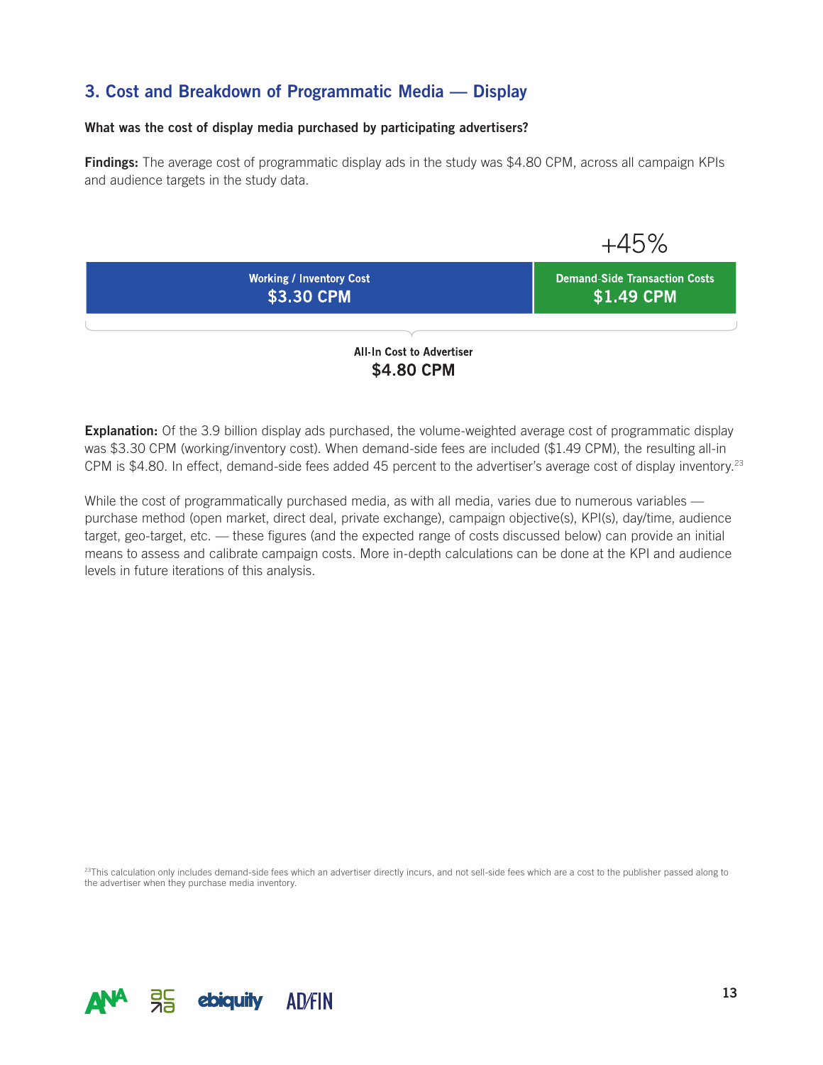## 3. Cost and Breakdown of Programmatic Media — Display

**What was the cost of display media purchased by participating advertisers?**

**Findings:** The average cost of programmatic display ads in the study was $4.80 CPM, across all campaign KPIs and audience targets in the study data.

+45%

| Working / Inventory Cost | Demand-Side Transaction Costs |
|---|---|
| $3.30 CPM | $1.49 CPM |

All-In Cost to Advertiser
**$4.80 CPM**

**Explanation:** Of the 3.9 billion display ads purchased, the volume-weighted average cost of programmatic display was $3.30 CPM (working/inventory cost). When demand-side fees are included ($1.49 CPM), the resulting all-in CPM is $4.80. In effect, demand-side fees added 45 percent to the advertiser's average cost of display inventory.[23]

While the cost of programmatically purchased media, as with all media, varies due to numerous variables — purchase method (open market, direct deal, private exchange), campaign objective(s), KPI(s), day/time, audience target, geo-target, etc. — these figures (and the expected range of costs discussed below) can provide an initial means to assess and calibrate campaign costs. More in-depth calculations can be done at the KPI and audience levels in future iterations of this analysis.

[23]This calculation only includes demand-side fees which an advertiser directly incurs, and not sell-side fees which are a cost to the publisher passed along to the advertiser when they purchase media inventory.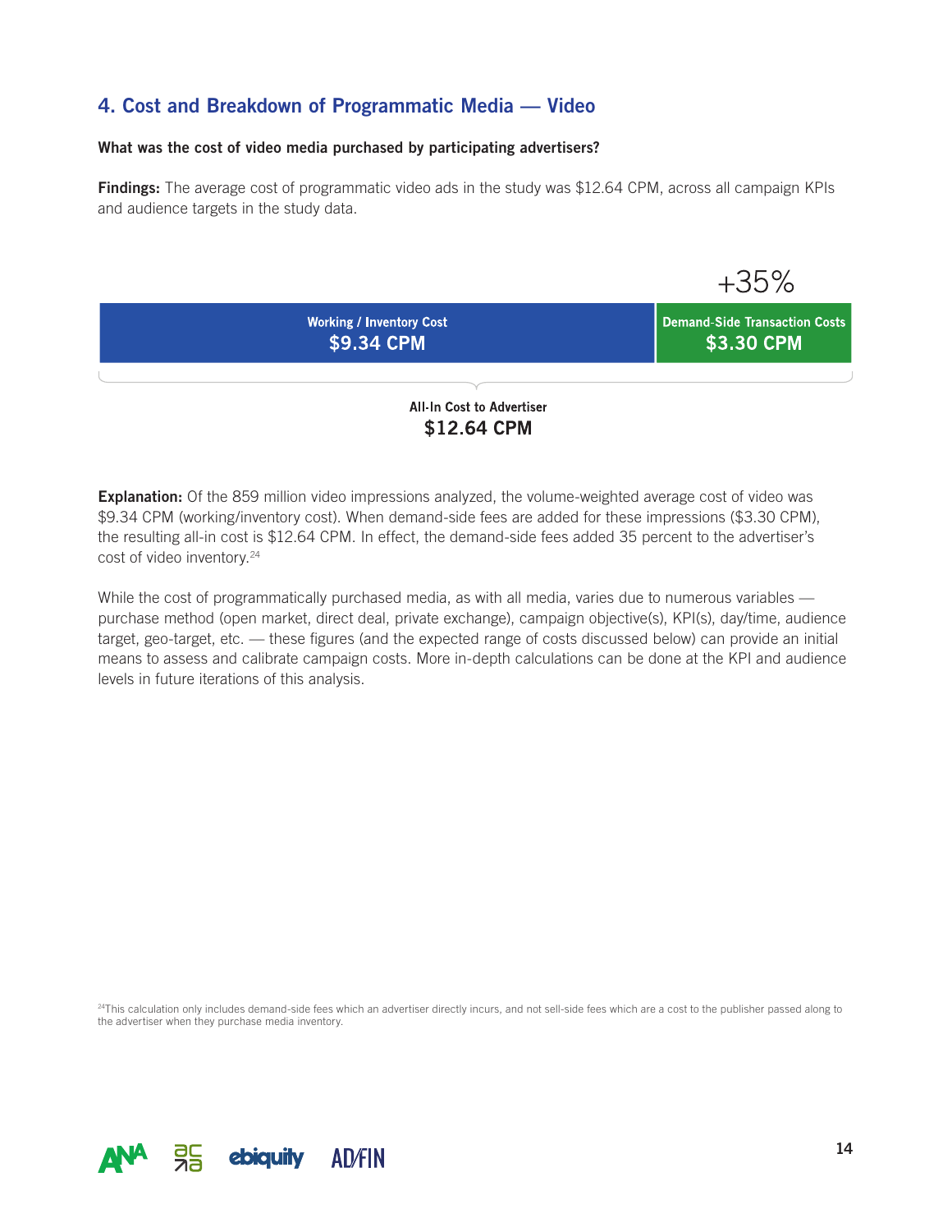## 4. Cost and Breakdown of Programmatic Media — Video

**What was the cost of video media purchased by participating advertisers?**

**Findings:** The average cost of programmatic video ads in the study was $12.64 CPM, across all campaign KPIs and audience targets in the study data.

+35%

| Working / Inventory Cost | Demand-Side Transaction Costs |
| --- | --- |
| $9.34 CPM | $3.30 CPM |

All-In Cost to Advertiser
**$12.64 CPM**

**Explanation:** Of the 859 million video impressions analyzed, the volume-weighted average cost of video was $9.34 CPM (working/inventory cost). When demand-side fees are added for these impressions ($3.30 CPM), the resulting all-in cost is $12.64 CPM. In effect, the demand-side fees added 35 percent to the advertiser's cost of video inventory.[24]

While the cost of programmatically purchased media, as with all media, varies due to numerous variables — purchase method (open market, direct deal, private exchange), campaign objective(s), KPI(s), day/time, audience target, geo-target, etc. — these figures (and the expected range of costs discussed below) can provide an initial means to assess and calibrate campaign costs. More in-depth calculations can be done at the KPI and audience levels in future iterations of this analysis.

[24]This calculation only includes demand-side fees which an advertiser directly incurs, and not sell-side fees which are a cost to the publisher passed along to the advertiser when they purchase media inventory.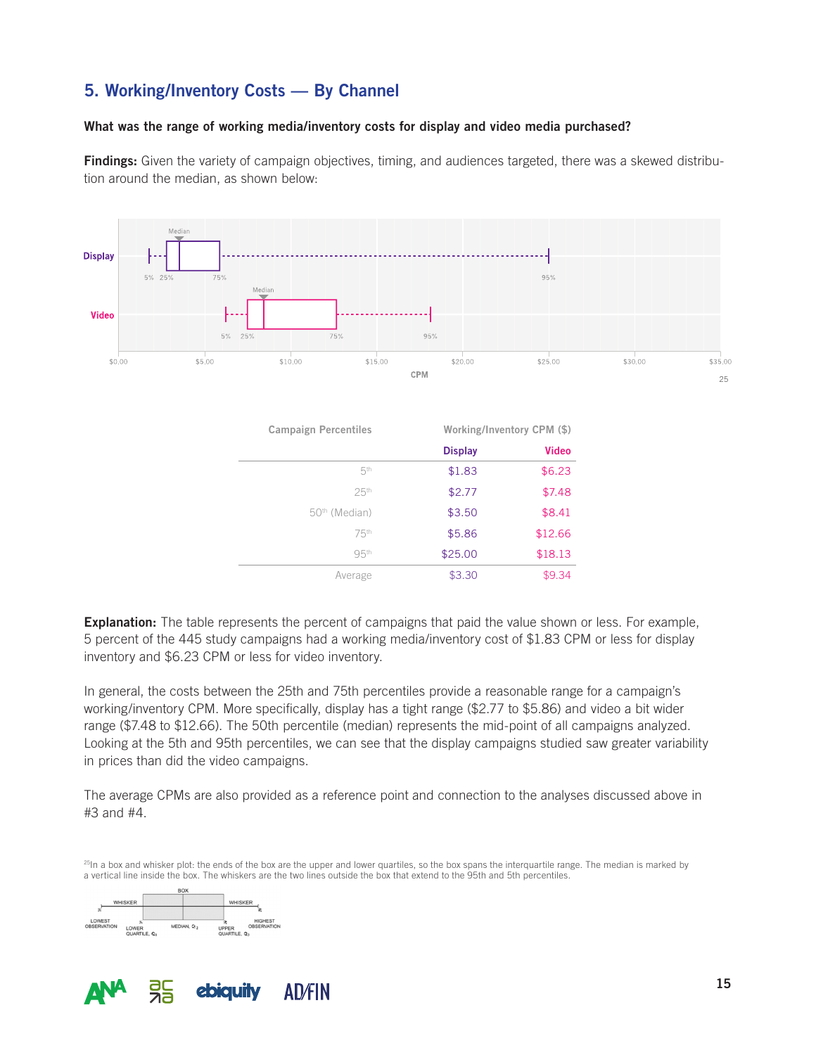## 5. Working/Inventory Costs — By Channel

**What was the range of working media/inventory costs for display and video media purchased?**

**Findings:** Given the variety of campaign objectives, timing, and audiences targeted, there was a skewed distribution around the median, as shown below:

[25]

| Campaign Percentiles | Working/Inventory CPM ($) | |
|---|---|---|
| | Display | Video |
| 5th | $1.83 | $6.23 |
| 25th | $2.77 | $7.48 |
| 50th (Median) | $3.50 | $8.41 |
| 75th | $5.86 | $12.66 |
| 95th | $25.00 | $18.13 |
| Average | $3.30 | $9.34 |

**Explanation:** The table represents the percent of campaigns that paid the value shown or less. For example, 5 percent of the 445 study campaigns had a working media/inventory cost of $1.83 CPM or less for display inventory and $6.23 CPM or less for video inventory.

In general, the costs between the 25th and 75th percentiles provide a reasonable range for a campaign's working/inventory CPM. More specifically, display has a tight range ($2.77 to $5.86) and video a bit wider range ($7.48 to $12.66). The 50th percentile (median) represents the mid-point of all campaigns analyzed. Looking at the 5th and 95th percentiles, we can see that the display campaigns studied saw greater variability in prices than did the video campaigns.

The average CPMs are also provided as a reference point and connection to the analyses discussed above in #3 and #4.

[25] In a box and whisker plot: the ends of the box are the upper and lower quartiles, so the box spans the interquartile range. The median is marked by a vertical line inside the box. The whiskers are the two lines outside the box that extend to the 95th and 5th percentiles.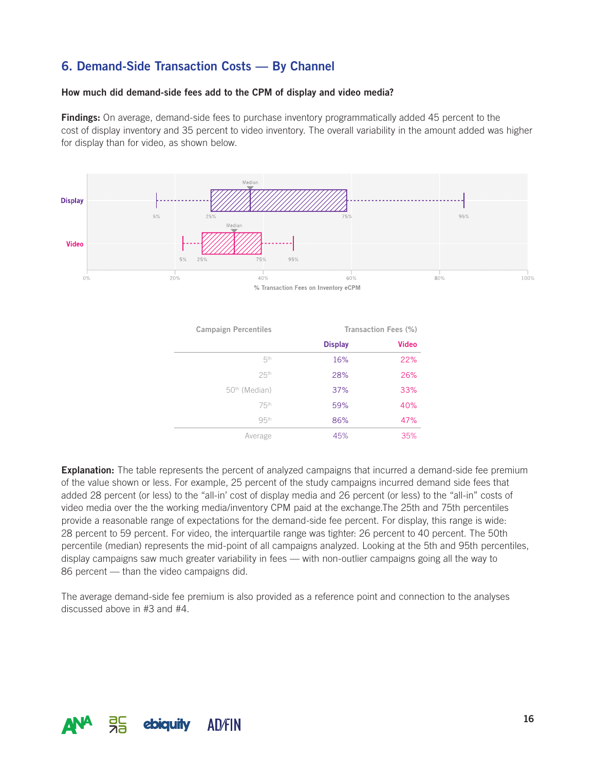## 6. Demand-Side Transaction Costs — By Channel

**How much did demand-side fees add to the CPM of display and video media?**

**Findings:** On average, demand-side fees to purchase inventory programmatically added 45 percent to the cost of display inventory and 35 percent to video inventory. The overall variability in the amount added was higher for display than for video, as shown below.

| Campaign Percentiles | Transaction Fees (%) | |
|---|---|---|
| | **Display** | **Video** |
| 5th | 16% | 22% |
| 25th | 28% | 26% |
| 50th (Median) | 37% | 33% |
| 75th | 59% | 40% |
| 95th | 86% | 47% |
| Average | 45% | 35% |

**Explanation:** The table represents the percent of analyzed campaigns that incurred a demand-side fee premium of the value shown or less. For example, 25 percent of the study campaigns incurred demand side fees that added 28 percent (or less) to the "all-in' cost of display media and 26 percent (or less) to the "all-in" costs of video media over the the working media/inventory CPM paid at the exchange.The 25th and 75th percentiles provide a reasonable range of expectations for the demand-side fee percent. For display, this range is wide: 28 percent to 59 percent. For video, the interquartile range was tighter: 26 percent to 40 percent. The 50th percentile (median) represents the mid-point of all campaigns analyzed. Looking at the 5th and 95th percentiles, display campaigns saw much greater variability in fees — with non-outlier campaigns going all the way to 86 percent — than the video campaigns did.

The average demand-side fee premium is also provided as a reference point and connection to the analyses discussed above in #3 and #4.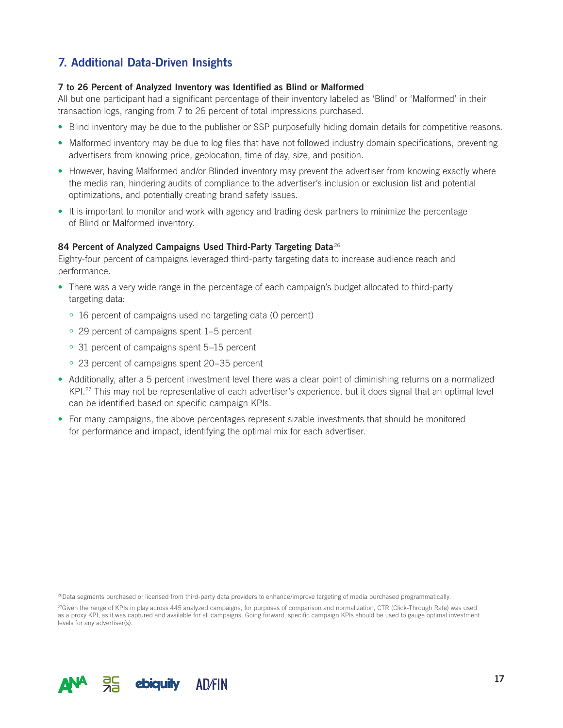## 7. Additional Data-Driven Insights

**7 to 26 Percent of Analyzed Inventory was Identified as Blind or Malformed**

All but one participant had a significant percentage of their inventory labeled as 'Blind' or 'Malformed' in their transaction logs, ranging from 7 to 26 percent of total impressions purchased.

- Blind inventory may be due to the publisher or SSP purposefully hiding domain details for competitive reasons.
- Malformed inventory may be due to log files that have not followed industry domain specifications, preventing advertisers from knowing price, geolocation, time of day, size, and position.
- However, having Malformed and/or Blinded inventory may prevent the advertiser from knowing exactly where the media ran, hindering audits of compliance to the advertiser's inclusion or exclusion list and potential optimizations, and potentially creating brand safety issues.
- It is important to monitor and work with agency and trading desk partners to minimize the percentage of Blind or Malformed inventory.

**84 Percent of Analyzed Campaigns Used Third-Party Targeting Data**[26]

Eighty-four percent of campaigns leveraged third-party targeting data to increase audience reach and performance.

- There was a very wide range in the percentage of each campaign's budget allocated to third-party targeting data:
  - 16 percent of campaigns used no targeting data (0 percent)
  - 29 percent of campaigns spent 1–5 percent
  - 31 percent of campaigns spent 5–15 percent
  - 23 percent of campaigns spent 20–35 percent
- Additionally, after a 5 percent investment level there was a clear point of diminishing returns on a normalized KPI.[27] This may not be representative of each advertiser's experience, but it does signal that an optimal level can be identified based on specific campaign KPIs.
- For many campaigns, the above percentages represent sizable investments that should be monitored for performance and impact, identifying the optimal mix for each advertiser.

[26] Data segments purchased or licensed from third-party data providers to enhance/improve targeting of media purchased programmatically.

[27] Given the range of KPIs in play across 445 analyzed campaigns, for purposes of comparison and normalization, CTR (Click-Through Rate) was used as a proxy KPI, as it was captured and available for all campaigns. Going forward, specific campaign KPIs should be used to gauge optimal investment levels for any advertiser(s).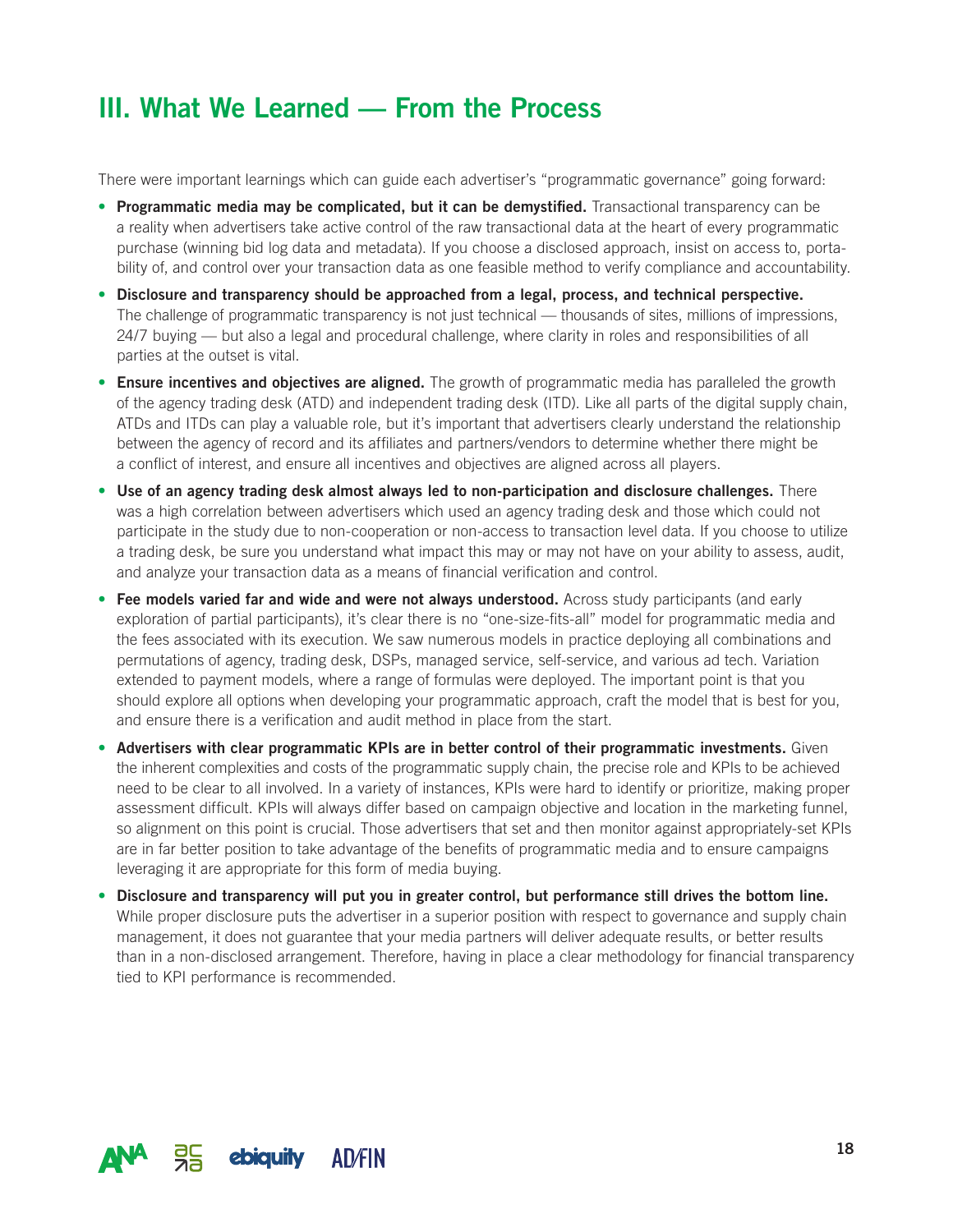## III. What We Learned — From the Process

There were important learnings which can guide each advertiser's "programmatic governance" going forward:

- **Programmatic media may be complicated, but it can be demystified.** Transactional transparency can be a reality when advertisers take active control of the raw transactional data at the heart of every programmatic purchase (winning bid log data and metadata). If you choose a disclosed approach, insist on access to, portability of, and control over your transaction data as one feasible method to verify compliance and accountability.
- **Disclosure and transparency should be approached from a legal, process, and technical perspective.** The challenge of programmatic transparency is not just technical — thousands of sites, millions of impressions, 24/7 buying — but also a legal and procedural challenge, where clarity in roles and responsibilities of all parties at the outset is vital.
- **Ensure incentives and objectives are aligned.** The growth of programmatic media has paralleled the growth of the agency trading desk (ATD) and independent trading desk (ITD). Like all parts of the digital supply chain, ATDs and ITDs can play a valuable role, but it's important that advertisers clearly understand the relationship between the agency of record and its affiliates and partners/vendors to determine whether there might be a conflict of interest, and ensure all incentives and objectives are aligned across all players.
- **Use of an agency trading desk almost always led to non-participation and disclosure challenges.** There was a high correlation between advertisers which used an agency trading desk and those which could not participate in the study due to non-cooperation or non-access to transaction level data. If you choose to utilize a trading desk, be sure you understand what impact this may or may not have on your ability to assess, audit, and analyze your transaction data as a means of financial verification and control.
- **Fee models varied far and wide and were not always understood.** Across study participants (and early exploration of partial participants), it's clear there is no "one-size-fits-all" model for programmatic media and the fees associated with its execution. We saw numerous models in practice deploying all combinations and permutations of agency, trading desk, DSPs, managed service, self-service, and various ad tech. Variation extended to payment models, where a range of formulas were deployed. The important point is that you should explore all options when developing your programmatic approach, craft the model that is best for you, and ensure there is a verification and audit method in place from the start.
- **Advertisers with clear programmatic KPIs are in better control of their programmatic investments.** Given the inherent complexities and costs of the programmatic supply chain, the precise role and KPIs to be achieved need to be clear to all involved. In a variety of instances, KPIs were hard to identify or prioritize, making proper assessment difficult. KPIs will always differ based on campaign objective and location in the marketing funnel, so alignment on this point is crucial. Those advertisers that set and then monitor against appropriately-set KPIs are in far better position to take advantage of the benefits of programmatic media and to ensure campaigns leveraging it are appropriate for this form of media buying.
- **Disclosure and transparency will put you in greater control, but performance still drives the bottom line.** While proper disclosure puts the advertiser in a superior position with respect to governance and supply chain management, it does not guarantee that your media partners will deliver adequate results, or better results than in a non-disclosed arrangement. Therefore, having in place a clear methodology for financial transparency tied to KPI performance is recommended.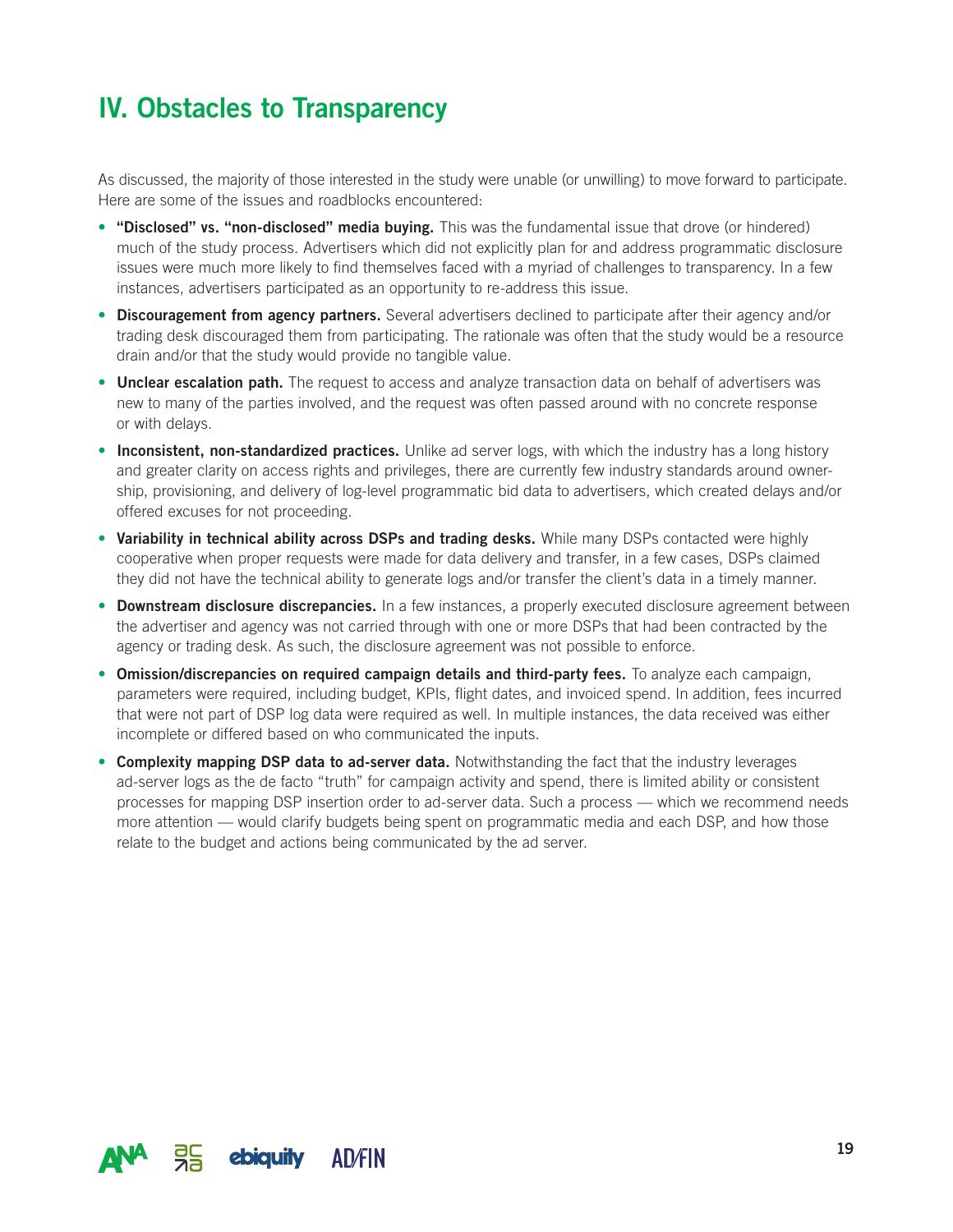# IV. Obstacles to Transparency

As discussed, the majority of those interested in the study were unable (or unwilling) to move forward to participate. Here are some of the issues and roadblocks encountered:

- **"Disclosed" vs. "non-disclosed" media buying.** This was the fundamental issue that drove (or hindered) much of the study process. Advertisers which did not explicitly plan for and address programmatic disclosure issues were much more likely to find themselves faced with a myriad of challenges to transparency. In a few instances, advertisers participated as an opportunity to re-address this issue.
- **Discouragement from agency partners.** Several advertisers declined to participate after their agency and/or trading desk discouraged them from participating. The rationale was often that the study would be a resource drain and/or that the study would provide no tangible value.
- **Unclear escalation path.** The request to access and analyze transaction data on behalf of advertisers was new to many of the parties involved, and the request was often passed around with no concrete response or with delays.
- **Inconsistent, non-standardized practices.** Unlike ad server logs, with which the industry has a long history and greater clarity on access rights and privileges, there are currently few industry standards around ownership, provisioning, and delivery of log-level programmatic bid data to advertisers, which created delays and/or offered excuses for not proceeding.
- **Variability in technical ability across DSPs and trading desks.** While many DSPs contacted were highly cooperative when proper requests were made for data delivery and transfer, in a few cases, DSPs claimed they did not have the technical ability to generate logs and/or transfer the client's data in a timely manner.
- **Downstream disclosure discrepancies.** In a few instances, a properly executed disclosure agreement between the advertiser and agency was not carried through with one or more DSPs that had been contracted by the agency or trading desk. As such, the disclosure agreement was not possible to enforce.
- **Omission/discrepancies on required campaign details and third-party fees.** To analyze each campaign, parameters were required, including budget, KPIs, flight dates, and invoiced spend. In addition, fees incurred that were not part of DSP log data were required as well. In multiple instances, the data received was either incomplete or differed based on who communicated the inputs.
- **Complexity mapping DSP data to ad-server data.** Notwithstanding the fact that the industry leverages ad-server logs as the de facto "truth" for campaign activity and spend, there is limited ability or consistent processes for mapping DSP insertion order to ad-server data. Such a process — which we recommend needs more attention — would clarify budgets being spent on programmatic media and each DSP, and how those relate to the budget and actions being communicated by the ad server.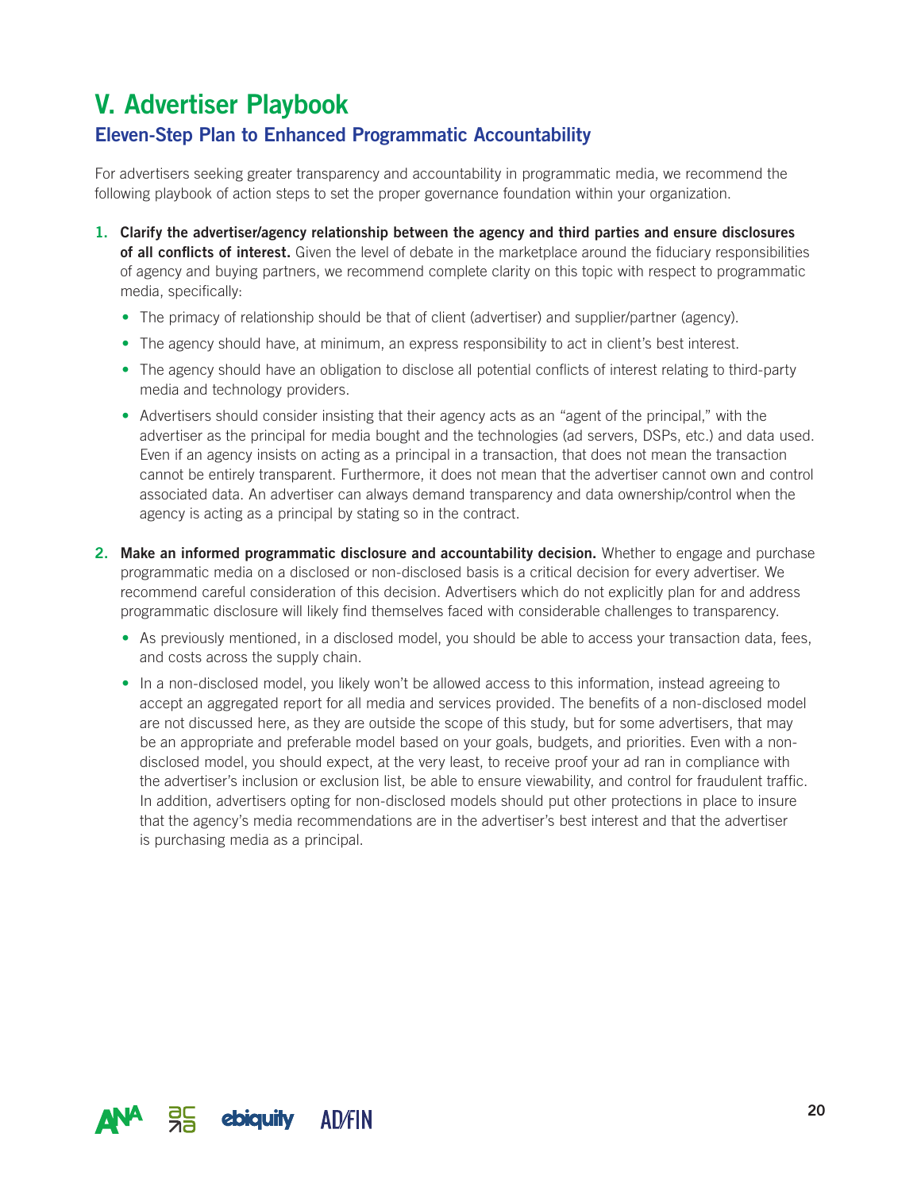# V. Advertiser Playbook

## Eleven-Step Plan to Enhanced Programmatic Accountability

For advertisers seeking greater transparency and accountability in programmatic media, we recommend the following playbook of action steps to set the proper governance foundation within your organization.

1. **Clarify the advertiser/agency relationship between the agency and third parties and ensure disclosures of all conflicts of interest.** Given the level of debate in the marketplace around the fiduciary responsibilities of agency and buying partners, we recommend complete clarity on this topic with respect to programmatic media, specifically:
   - The primacy of relationship should be that of client (advertiser) and supplier/partner (agency).
   - The agency should have, at minimum, an express responsibility to act in client's best interest.
   - The agency should have an obligation to disclose all potential conflicts of interest relating to third-party media and technology providers.
   - Advertisers should consider insisting that their agency acts as an "agent of the principal," with the advertiser as the principal for media bought and the technologies (ad servers, DSPs, etc.) and data used. Even if an agency insists on acting as a principal in a transaction, that does not mean the transaction cannot be entirely transparent. Furthermore, it does not mean that the advertiser cannot own and control associated data. An advertiser can always demand transparency and data ownership/control when the agency is acting as a principal by stating so in the contract.

2. **Make an informed programmatic disclosure and accountability decision.** Whether to engage and purchase programmatic media on a disclosed or non-disclosed basis is a critical decision for every advertiser. We recommend careful consideration of this decision. Advertisers which do not explicitly plan for and address programmatic disclosure will likely find themselves faced with considerable challenges to transparency.
   - As previously mentioned, in a disclosed model, you should be able to access your transaction data, fees, and costs across the supply chain.
   - In a non-disclosed model, you likely won't be allowed access to this information, instead agreeing to accept an aggregated report for all media and services provided. The benefits of a non-disclosed model are not discussed here, as they are outside the scope of this study, but for some advertisers, that may be an appropriate and preferable model based on your goals, budgets, and priorities. Even with a non-disclosed model, you should expect, at the very least, to receive proof your ad ran in compliance with the advertiser's inclusion or exclusion list, be able to ensure viewability, and control for fraudulent traffic. In addition, advertisers opting for non-disclosed models should put other protections in place to insure that the agency's media recommendations are in the advertiser's best interest and that the advertiser is purchasing media as a principal.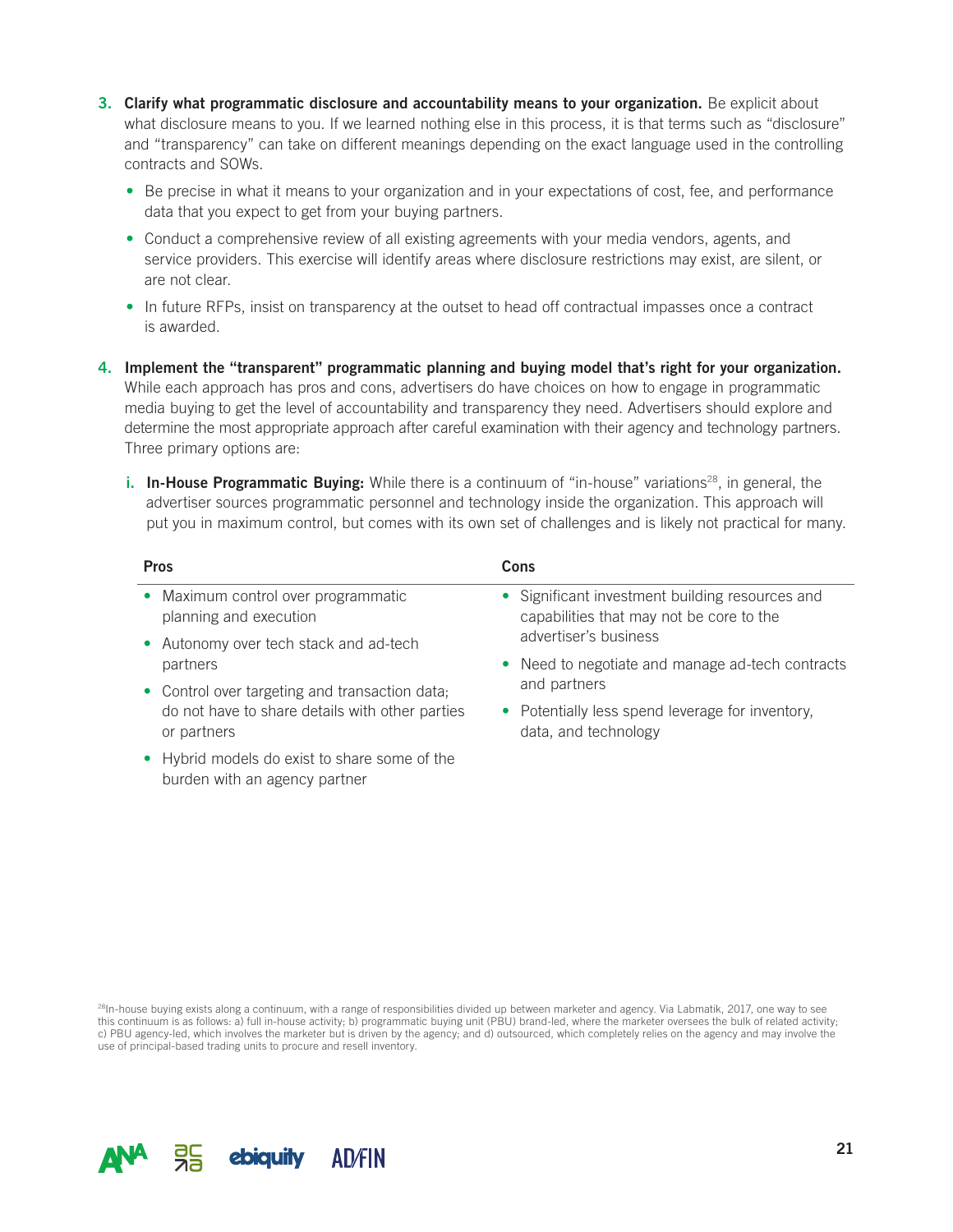3. **Clarify what programmatic disclosure and accountability means to your organization.** Be explicit about what disclosure means to you. If we learned nothing else in this process, it is that terms such as "disclosure" and "transparency" can take on different meanings depending on the exact language used in the controlling contracts and SOWs.

   - Be precise in what it means to your organization and in your expectations of cost, fee, and performance data that you expect to get from your buying partners.
   - Conduct a comprehensive review of all existing agreements with your media vendors, agents, and service providers. This exercise will identify areas where disclosure restrictions may exist, are silent, or are not clear.
   - In future RFPs, insist on transparency at the outset to head off contractual impasses once a contract is awarded.

4. **Implement the "transparent" programmatic planning and buying model that's right for your organization.** While each approach has pros and cons, advertisers do have choices on how to engage in programmatic media buying to get the level of accountability and transparency they need. Advertisers should explore and determine the most appropriate approach after careful examination with their agency and technology partners. Three primary options are:

   i. **In-House Programmatic Buying:** While there is a continuum of "in-house" variations[28], in general, the advertiser sources programmatic personnel and technology inside the organization. This approach will put you in maximum control, but comes with its own set of challenges and is likely not practical for many.

| Pros | Cons |
|---|---|
| • Maximum control over programmatic planning and execution<br>• Autonomy over tech stack and ad-tech partners<br>• Control over targeting and transaction data; do not have to share details with other parties or partners<br>• Hybrid models do exist to share some of the burden with an agency partner | • Significant investment building resources and capabilities that may not be core to the advertiser's business<br>• Need to negotiate and manage ad-tech contracts and partners<br>• Potentially less spend leverage for inventory, data, and technology |

[28]In-house buying exists along a continuum, with a range of responsibilities divided up between marketer and agency. Via Labmatik, 2017, one way to see this continuum is as follows: a) full in-house activity; b) programmatic buying unit (PBU) brand-led, where the marketer oversees the bulk of related activity; c) PBU agency-led, which involves the marketer but is driven by the agency; and d) outsourced, which completely relies on the agency and may involve the use of principal-based trading units to procure and resell inventory.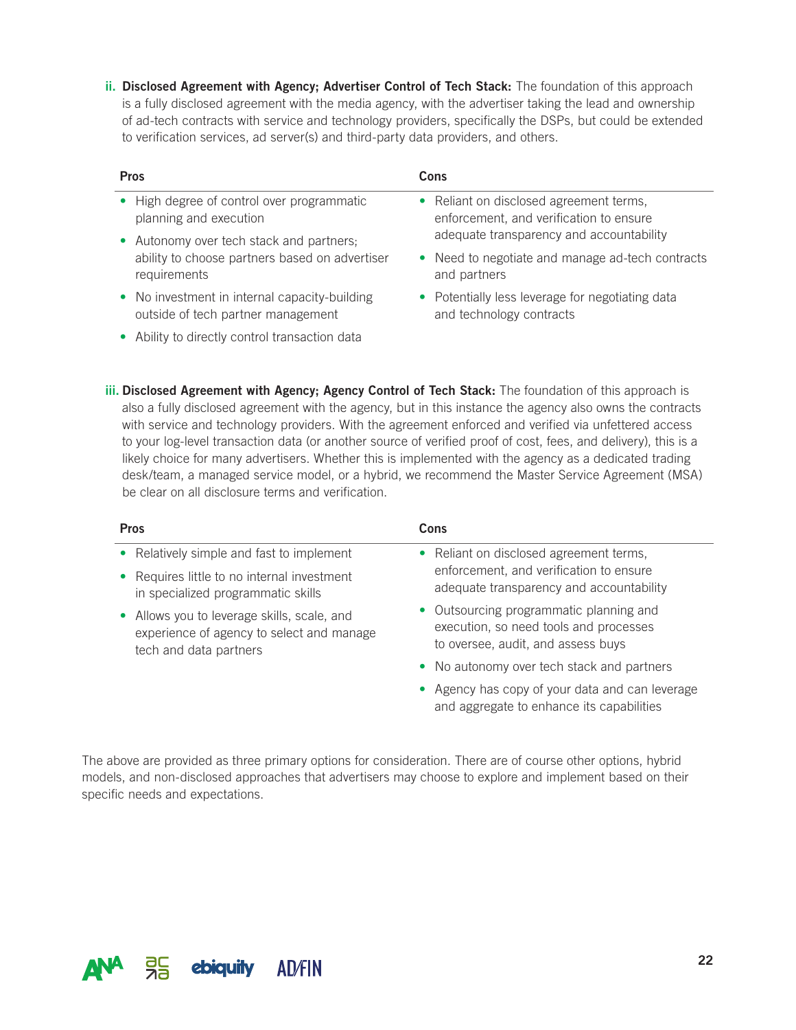ii. **Disclosed Agreement with Agency; Advertiser Control of Tech Stack:** The foundation of this approach is a fully disclosed agreement with the media agency, with the advertiser taking the lead and ownership of ad-tech contracts with service and technology providers, specifically the DSPs, but could be extended to verification services, ad server(s) and third-party data providers, and others.

| Pros | Cons |
| --- | --- |
| • High degree of control over programmatic planning and execution<br>• Autonomy over tech stack and partners; ability to choose partners based on advertiser requirements<br>• No investment in internal capacity-building outside of tech partner management<br>• Ability to directly control transaction data | • Reliant on disclosed agreement terms, enforcement, and verification to ensure adequate transparency and accountability<br>• Need to negotiate and manage ad-tech contracts and partners<br>• Potentially less leverage for negotiating data and technology contracts |

iii. **Disclosed Agreement with Agency; Agency Control of Tech Stack:** The foundation of this approach is also a fully disclosed agreement with the agency, but in this instance the agency also owns the contracts with service and technology providers. With the agreement enforced and verified via unfettered access to your log-level transaction data (or another source of verified proof of cost, fees, and delivery), this is a likely choice for many advertisers. Whether this is implemented with the agency as a dedicated trading desk/team, a managed service model, or a hybrid, we recommend the Master Service Agreement (MSA) be clear on all disclosure terms and verification.

| Pros | Cons |
| --- | --- |
| • Relatively simple and fast to implement<br>• Requires little to no internal investment in specialized programmatic skills<br>• Allows you to leverage skills, scale, and experience of agency to select and manage tech and data partners | • Reliant on disclosed agreement terms, enforcement, and verification to ensure adequate transparency and accountability<br>• Outsourcing programmatic planning and execution, so need tools and processes to oversee, audit, and assess buys<br>• No autonomy over tech stack and partners<br>• Agency has copy of your data and can leverage and aggregate to enhance its capabilities |

The above are provided as three primary options for consideration. There are of course other options, hybrid models, and non-disclosed approaches that advertisers may choose to explore and implement based on their specific needs and expectations.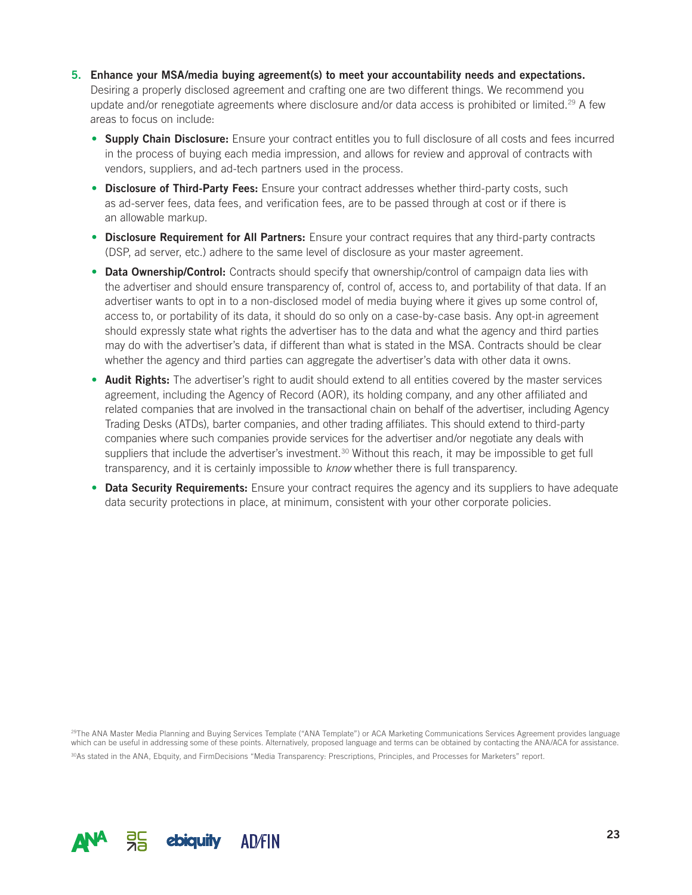5. **Enhance your MSA/media buying agreement(s) to meet your accountability needs and expectations.** Desiring a properly disclosed agreement and crafting one are two different things. We recommend you update and/or renegotiate agreements where disclosure and/or data access is prohibited or limited.[29] A few areas to focus on include:

   - **Supply Chain Disclosure:** Ensure your contract entitles you to full disclosure of all costs and fees incurred in the process of buying each media impression, and allows for review and approval of contracts with vendors, suppliers, and ad-tech partners used in the process.
   - **Disclosure of Third-Party Fees:** Ensure your contract addresses whether third-party costs, such as ad-server fees, data fees, and verification fees, are to be passed through at cost or if there is an allowable markup.
   - **Disclosure Requirement for All Partners:** Ensure your contract requires that any third-party contracts (DSP, ad server, etc.) adhere to the same level of disclosure as your master agreement.
   - **Data Ownership/Control:** Contracts should specify that ownership/control of campaign data lies with the advertiser and should ensure transparency of, control of, access to, and portability of that data. If an advertiser wants to opt in to a non-disclosed model of media buying where it gives up some control of, access to, or portability of its data, it should do so only on a case-by-case basis. Any opt-in agreement should expressly state what rights the advertiser has to the data and what the agency and third parties may do with the advertiser's data, if different than what is stated in the MSA. Contracts should be clear whether the agency and third parties can aggregate the advertiser's data with other data it owns.
   - **Audit Rights:** The advertiser's right to audit should extend to all entities covered by the master services agreement, including the Agency of Record (AOR), its holding company, and any other affiliated and related companies that are involved in the transactional chain on behalf of the advertiser, including Agency Trading Desks (ATDs), barter companies, and other trading affiliates. This should extend to third-party companies where such companies provide services for the advertiser and/or negotiate any deals with suppliers that include the advertiser's investment.[30] Without this reach, it may be impossible to get full transparency, and it is certainly impossible to *know* whether there is full transparency.
   - **Data Security Requirements:** Ensure your contract requires the agency and its suppliers to have adequate data security protections in place, at minimum, consistent with your other corporate policies.

[29] The ANA Master Media Planning and Buying Services Template ("ANA Template") or ACA Marketing Communications Services Agreement provides language which can be useful in addressing some of these points. Alternatively, proposed language and terms can be obtained by contacting the ANA/ACA for assistance.

[30] As stated in the ANA, Ebquity, and FirmDecisions "Media Transparency: Prescriptions, Principles, and Processes for Marketers" report.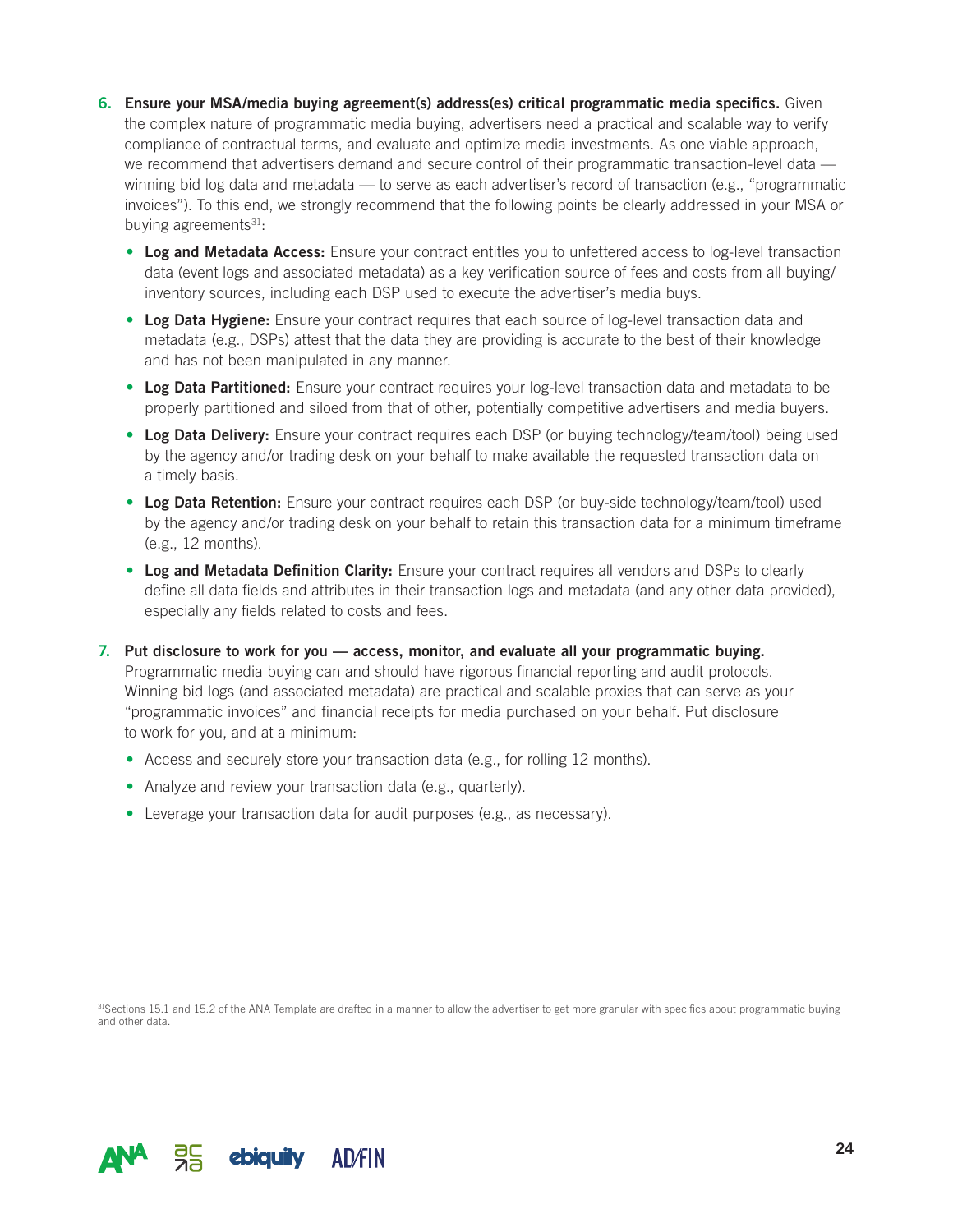6. **Ensure your MSA/media buying agreement(s) address(es) critical programmatic media specifics.** Given the complex nature of programmatic media buying, advertisers need a practical and scalable way to verify compliance of contractual terms, and evaluate and optimize media investments. As one viable approach, we recommend that advertisers demand and secure control of their programmatic transaction-level data — winning bid log data and metadata — to serve as each advertiser's record of transaction (e.g., "programmatic invoices"). To this end, we strongly recommend that the following points be clearly addressed in your MSA or buying agreements[31]:

   - **Log and Metadata Access:** Ensure your contract entitles you to unfettered access to log-level transaction data (event logs and associated metadata) as a key verification source of fees and costs from all buying/inventory sources, including each DSP used to execute the advertiser's media buys.
   - **Log Data Hygiene:** Ensure your contract requires that each source of log-level transaction data and metadata (e.g., DSPs) attest that the data they are providing is accurate to the best of their knowledge and has not been manipulated in any manner.
   - **Log Data Partitioned:** Ensure your contract requires your log-level transaction data and metadata to be properly partitioned and siloed from that of other, potentially competitive advertisers and media buyers.
   - **Log Data Delivery:** Ensure your contract requires each DSP (or buying technology/team/tool) being used by the agency and/or trading desk on your behalf to make available the requested transaction data on a timely basis.
   - **Log Data Retention:** Ensure your contract requires each DSP (or buy-side technology/team/tool) used by the agency and/or trading desk on your behalf to retain this transaction data for a minimum timeframe (e.g., 12 months).
   - **Log and Metadata Definition Clarity:** Ensure your contract requires all vendors and DSPs to clearly define all data fields and attributes in their transaction logs and metadata (and any other data provided), especially any fields related to costs and fees.

7. **Put disclosure to work for you — access, monitor, and evaluate all your programmatic buying.** Programmatic media buying can and should have rigorous financial reporting and audit protocols. Winning bid logs (and associated metadata) are practical and scalable proxies that can serve as your "programmatic invoices" and financial receipts for media purchased on your behalf. Put disclosure to work for you, and at a minimum:

   - Access and securely store your transaction data (e.g., for rolling 12 months).
   - Analyze and review your transaction data (e.g., quarterly).
   - Leverage your transaction data for audit purposes (e.g., as necessary).

[31] Sections 15.1 and 15.2 of the ANA Template are drafted in a manner to allow the advertiser to get more granular with specifics about programmatic buying and other data.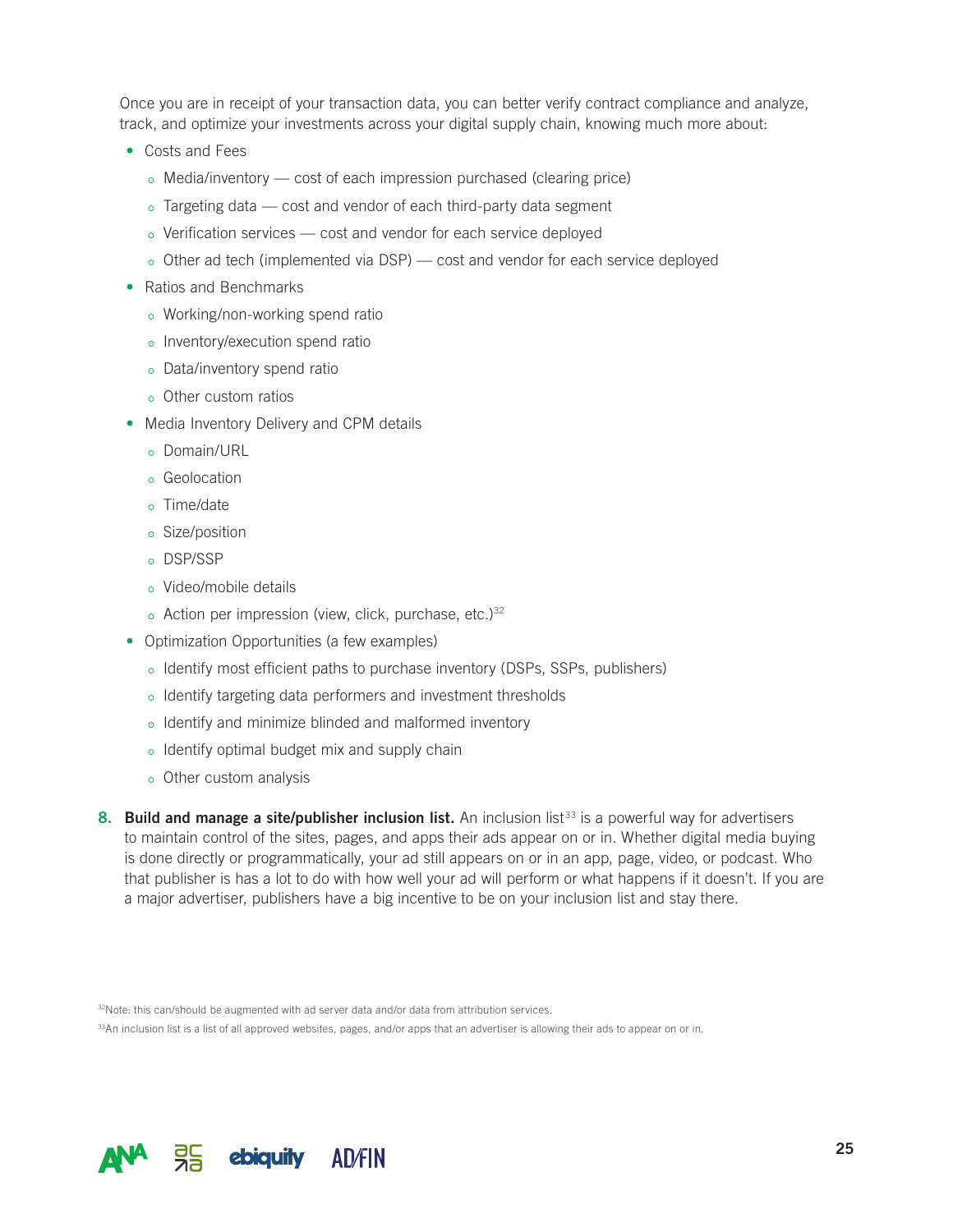Once you are in receipt of your transaction data, you can better verify contract compliance and analyze, track, and optimize your investments across your digital supply chain, knowing much more about:

- Costs and Fees
  - Media/inventory — cost of each impression purchased (clearing price)
  - Targeting data — cost and vendor of each third-party data segment
  - Verification services — cost and vendor for each service deployed
  - Other ad tech (implemented via DSP) — cost and vendor for each service deployed
- Ratios and Benchmarks
  - Working/non-working spend ratio
  - Inventory/execution spend ratio
  - Data/inventory spend ratio
  - Other custom ratios
- Media Inventory Delivery and CPM details
  - Domain/URL
  - Geolocation
  - Time/date
  - Size/position
  - DSP/SSP
  - Video/mobile details
  - Action per impression (view, click, purchase, etc.)[32]
- Optimization Opportunities (a few examples)
  - Identify most efficient paths to purchase inventory (DSPs, SSPs, publishers)
  - Identify targeting data performers and investment thresholds
  - Identify and minimize blinded and malformed inventory
  - Identify optimal budget mix and supply chain
  - Other custom analysis

8. **Build and manage a site/publisher inclusion list.** An inclusion list[33] is a powerful way for advertisers to maintain control of the sites, pages, and apps their ads appear on or in. Whether digital media buying is done directly or programmatically, your ad still appears on or in an app, page, video, or podcast. Who that publisher is has a lot to do with how well your ad will perform or what happens if it doesn't. If you are a major advertiser, publishers have a big incentive to be on your inclusion list and stay there.

[32] Note: this can/should be augmented with ad server data and/or data from attribution services.

[33] An inclusion list is a list of all approved websites, pages, and/or apps that an advertiser is allowing their ads to appear on or in.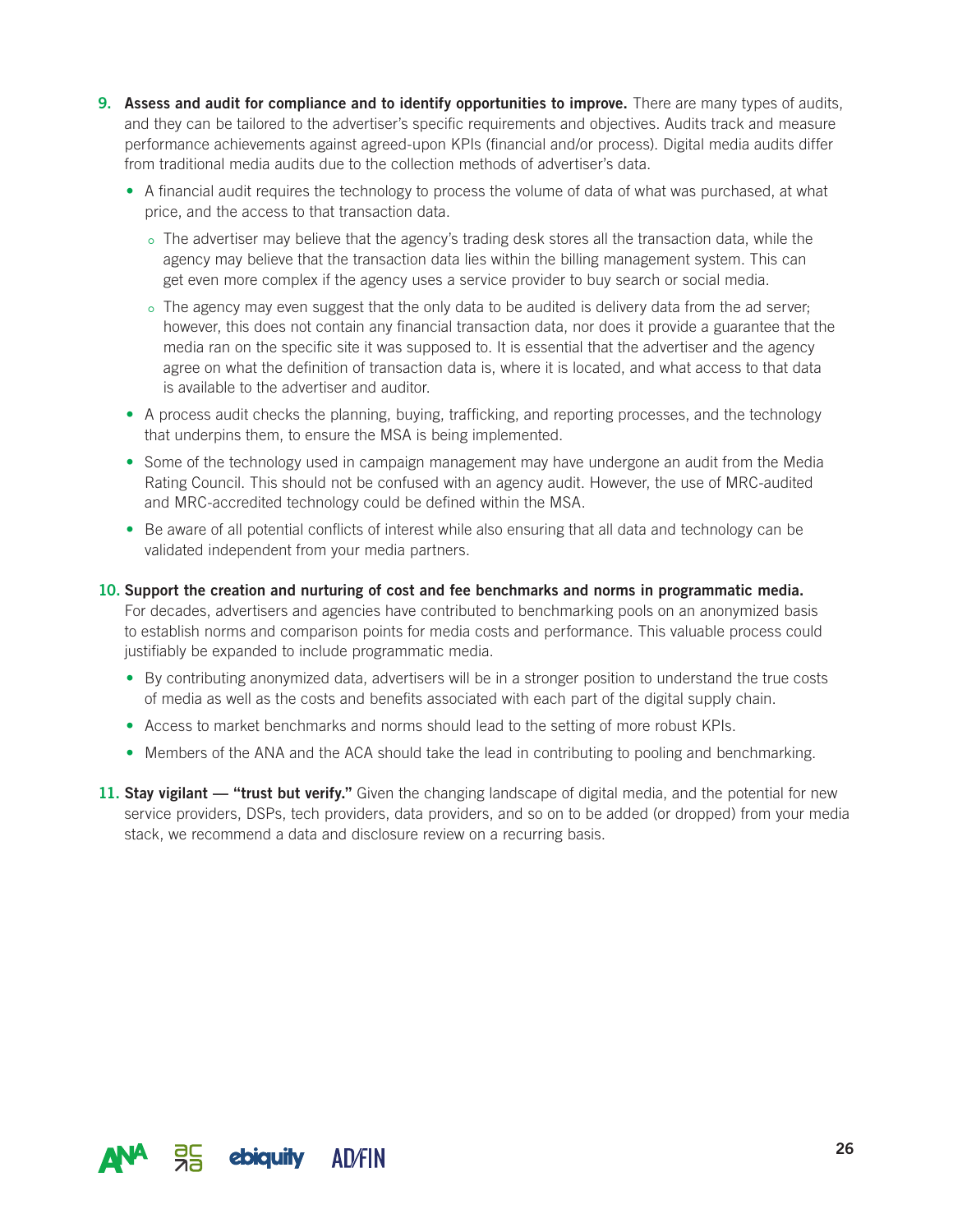9. **Assess and audit for compliance and to identify opportunities to improve.** There are many types of audits, and they can be tailored to the advertiser's specific requirements and objectives. Audits track and measure performance achievements against agreed-upon KPIs (financial and/or process). Digital media audits differ from traditional media audits due to the collection methods of advertiser's data.
   - A financial audit requires the technology to process the volume of data of what was purchased, at what price, and the access to that transaction data.
     - The advertiser may believe that the agency's trading desk stores all the transaction data, while the agency may believe that the transaction data lies within the billing management system. This can get even more complex if the agency uses a service provider to buy search or social media.
     - The agency may even suggest that the only data to be audited is delivery data from the ad server; however, this does not contain any financial transaction data, nor does it provide a guarantee that the media ran on the specific site it was supposed to. It is essential that the advertiser and the agency agree on what the definition of transaction data is, where it is located, and what access to that data is available to the advertiser and auditor.
   - A process audit checks the planning, buying, trafficking, and reporting processes, and the technology that underpins them, to ensure the MSA is being implemented.
   - Some of the technology used in campaign management may have undergone an audit from the Media Rating Council. This should not be confused with an agency audit. However, the use of MRC-audited and MRC-accredited technology could be defined within the MSA.
   - Be aware of all potential conflicts of interest while also ensuring that all data and technology can be validated independent from your media partners.

10. **Support the creation and nurturing of cost and fee benchmarks and norms in programmatic media.** For decades, advertisers and agencies have contributed to benchmarking pools on an anonymized basis to establish norms and comparison points for media costs and performance. This valuable process could justifiably be expanded to include programmatic media.
    - By contributing anonymized data, advertisers will be in a stronger position to understand the true costs of media as well as the costs and benefits associated with each part of the digital supply chain.
    - Access to market benchmarks and norms should lead to the setting of more robust KPIs.
    - Members of the ANA and the ACA should take the lead in contributing to pooling and benchmarking.

11. **Stay vigilant — "trust but verify."** Given the changing landscape of digital media, and the potential for new service providers, DSPs, tech providers, data providers, and so on to be added (or dropped) from your media stack, we recommend a data and disclosure review on a recurring basis.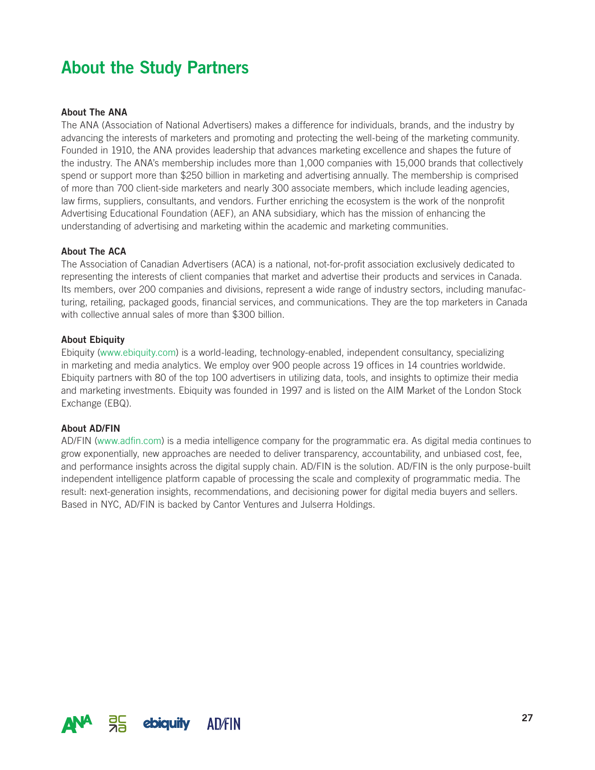# About the Study Partners

### About The ANA

The ANA (Association of National Advertisers) makes a difference for individuals, brands, and the industry by advancing the interests of marketers and promoting and protecting the well-being of the marketing community. Founded in 1910, the ANA provides leadership that advances marketing excellence and shapes the future of the industry. The ANA's membership includes more than 1,000 companies with 15,000 brands that collectively spend or support more than $250 billion in marketing and advertising annually. The membership is comprised of more than 700 client-side marketers and nearly 300 associate members, which include leading agencies, law firms, suppliers, consultants, and vendors. Further enriching the ecosystem is the work of the nonprofit Advertising Educational Foundation (AEF), an ANA subsidiary, which has the mission of enhancing the understanding of advertising and marketing within the academic and marketing communities.

### About The ACA

The Association of Canadian Advertisers (ACA) is a national, not-for-profit association exclusively dedicated to representing the interests of client companies that market and advertise their products and services in Canada. Its members, over 200 companies and divisions, represent a wide range of industry sectors, including manufacturing, retailing, packaged goods, financial services, and communications. They are the top marketers in Canada with collective annual sales of more than $300 billion.

### About Ebiquity

Ebiquity (www.ebiquity.com) is a world-leading, technology-enabled, independent consultancy, specializing in marketing and media analytics. We employ over 900 people across 19 offices in 14 countries worldwide. Ebiquity partners with 80 of the top 100 advertisers in utilizing data, tools, and insights to optimize their media and marketing investments. Ebiquity was founded in 1997 and is listed on the AIM Market of the London Stock Exchange (EBQ).

### About AD/FIN

AD/FIN (www.adfin.com) is a media intelligence company for the programmatic era. As digital media continues to grow exponentially, new approaches are needed to deliver transparency, accountability, and unbiased cost, fee, and performance insights across the digital supply chain. AD/FIN is the solution. AD/FIN is the only purpose-built independent intelligence platform capable of processing the scale and complexity of programmatic media. The result: next-generation insights, recommendations, and decisioning power for digital media buyers and sellers. Based in NYC, AD/FIN is backed by Cantor Ventures and Julserra Holdings.